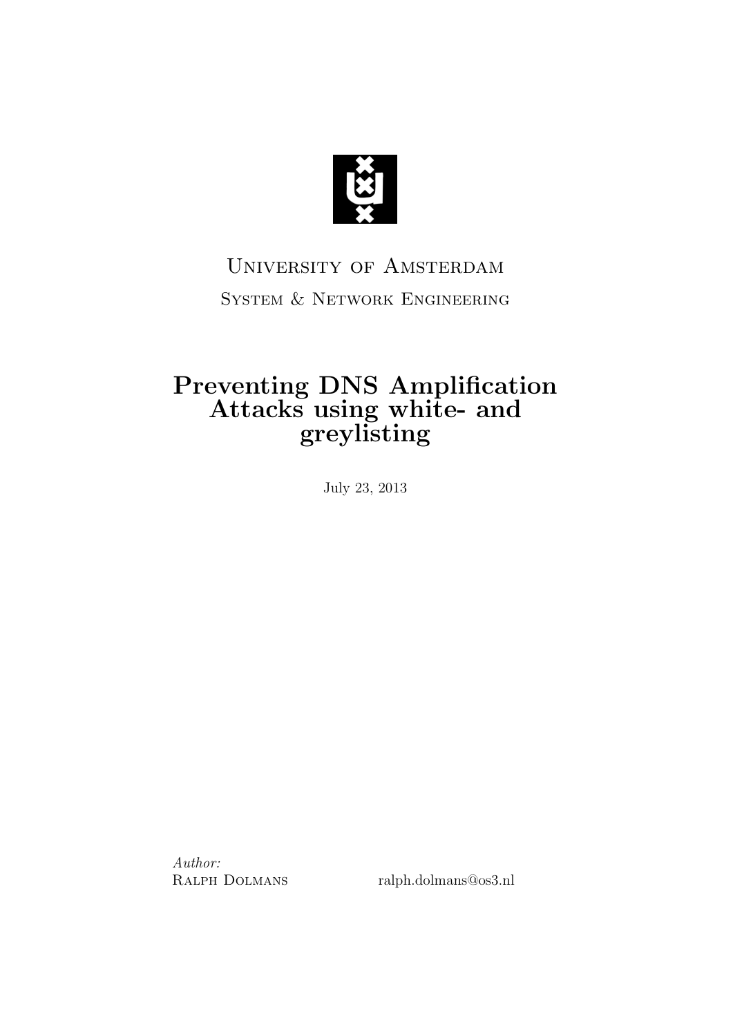University of Amsterdam

System & Network Engineering

# Preventing DNS Amplification Attacks using white- and greylisting

July 23, 2013

*Author:*

Ralph Dolmans ralph.dolmans@os3.nl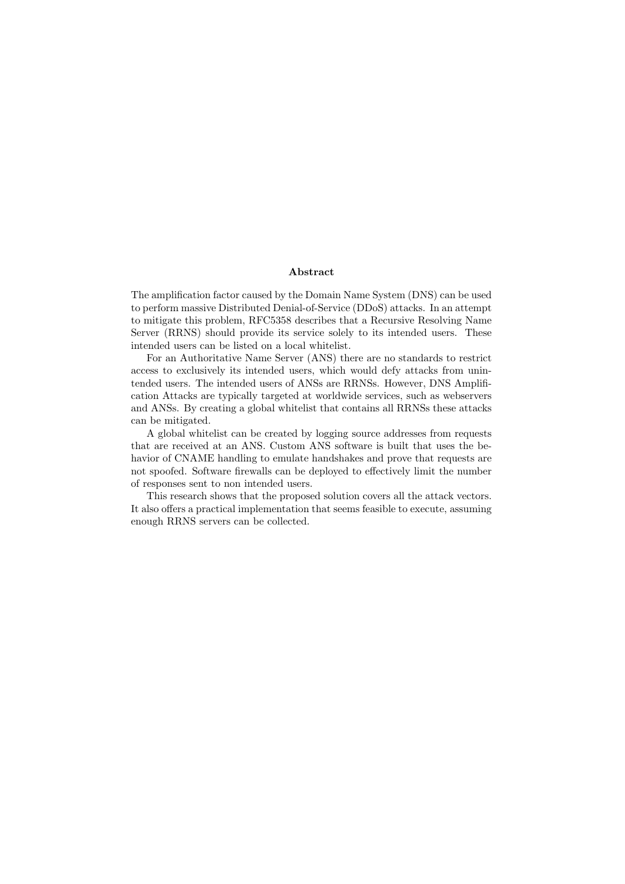## Abstract

The amplification factor caused by the Domain Name System (DNS) can be used to perform massive Distributed Denial-of-Service (DDoS) attacks. In an attempt to mitigate this problem, RFC5358 describes that a Recursive Resolving Name Server (RRNS) should provide its service solely to its intended users. These intended users can be listed on a local whitelist.

For an Authoritative Name Server (ANS) there are no standards to restrict access to exclusively its intended users, which would defy attacks from unintended users. The intended users of ANSs are RRNSs. However, DNS Amplification Attacks are typically targeted at worldwide services, such as webservers and ANSs. By creating a global whitelist that contains all RRNSs these attacks can be mitigated.

A global whitelist can be created by logging source addresses from requests that are received at an ANS. Custom ANS software is built that uses the behavior of CNAME handling to emulate handshakes and prove that requests are not spoofed. Software firewalls can be deployed to effectively limit the number of responses sent to non intended users.

This research shows that the proposed solution covers all the attack vectors. It also offers a practical implementation that seems feasible to execute, assuming enough RRNS servers can be collected.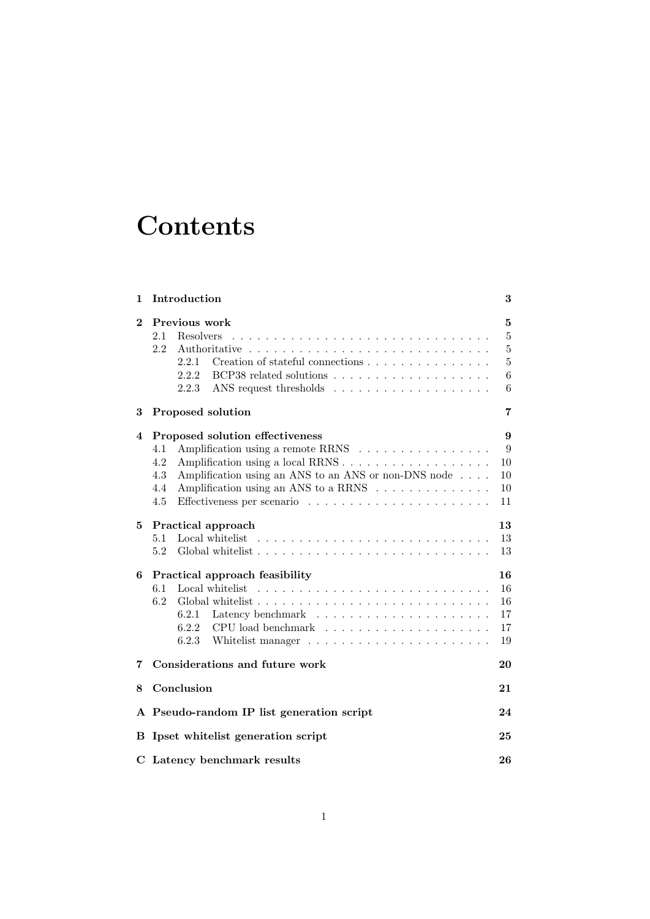# Contents

| | | |
|---|---|---|
| **1** | **Introduction** | **3** |
| **2** | **Previous work** | **5** |
| 2.1 | Resolvers | 5 |
| 2.2 | Authoritative | 5 |
| 2.2.1 | Creation of stateful connections | 5 |
| 2.2.2 | BCP38 related solutions | 6 |
| 2.2.3 | ANS request thresholds | 6 |
| **3** | **Proposed solution** | **7** |
| **4** | **Proposed solution effectiveness** | **9** |
| 4.1 | Amplification using a remote RRNS | 9 |
| 4.2 | Amplification using a local RRNS | 10 |
| 4.3 | Amplification using an ANS to an ANS or non-DNS node | 10 |
| 4.4 | Amplification using an ANS to a RRNS | 10 |
| 4.5 | Effectiveness per scenario | 11 |
| **5** | **Practical approach** | **13** |
| 5.1 | Local whitelist | 13 |
| 5.2 | Global whitelist | 13 |
| **6** | **Practical approach feasibility** | **16** |
| 6.1 | Local whitelist | 16 |
| 6.2 | Global whitelist | 16 |
| 6.2.1 | Latency benchmark | 17 |
| 6.2.2 | CPU load benchmark | 17 |
| 6.2.3 | Whitelist manager | 19 |
| **7** | **Considerations and future work** | **20** |
| **8** | **Conclusion** | **21** |
| **A** | **Pseudo-random IP list generation script** | **24** |
| **B** | **Ipset whitelist generation script** | **25** |
| **C** | **Latency benchmark results** | **26** |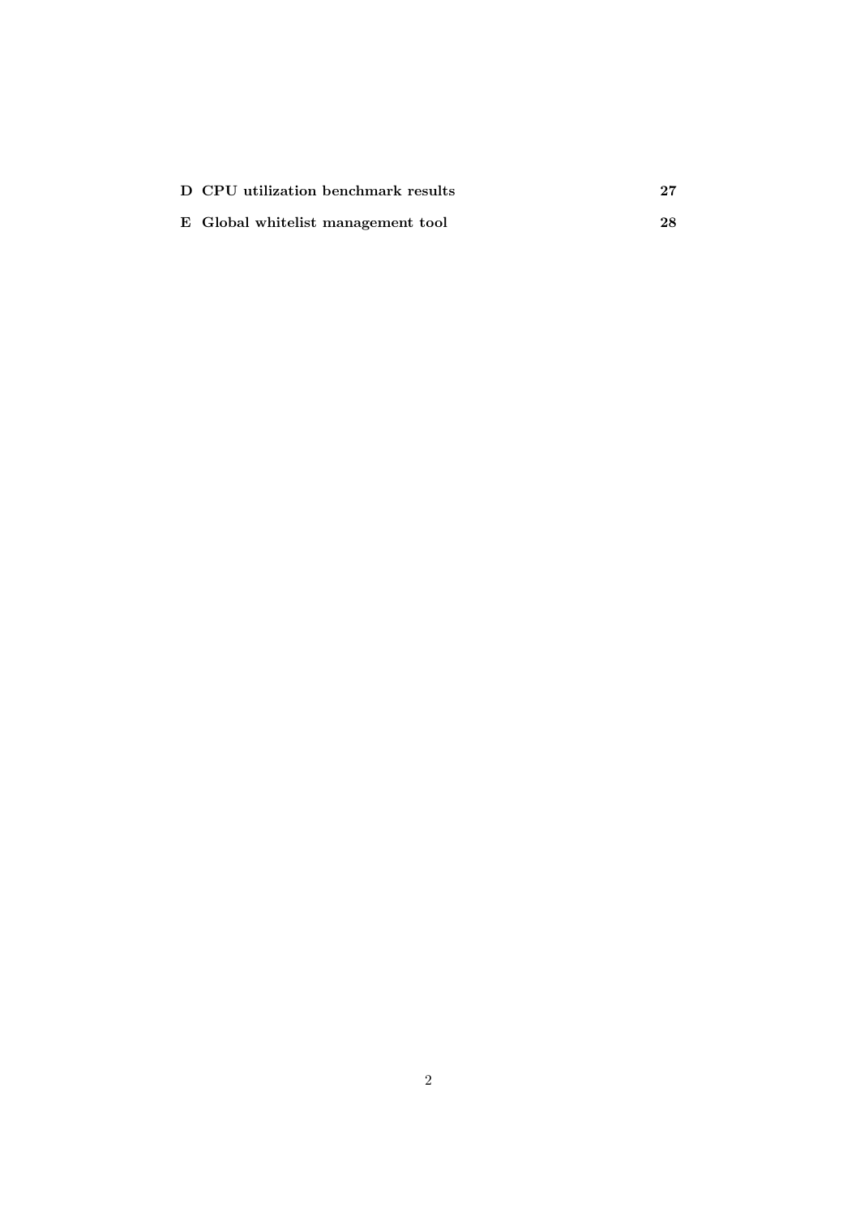**D CPU utilization benchmark results** **27**

**E Global whitelist management tool** **28**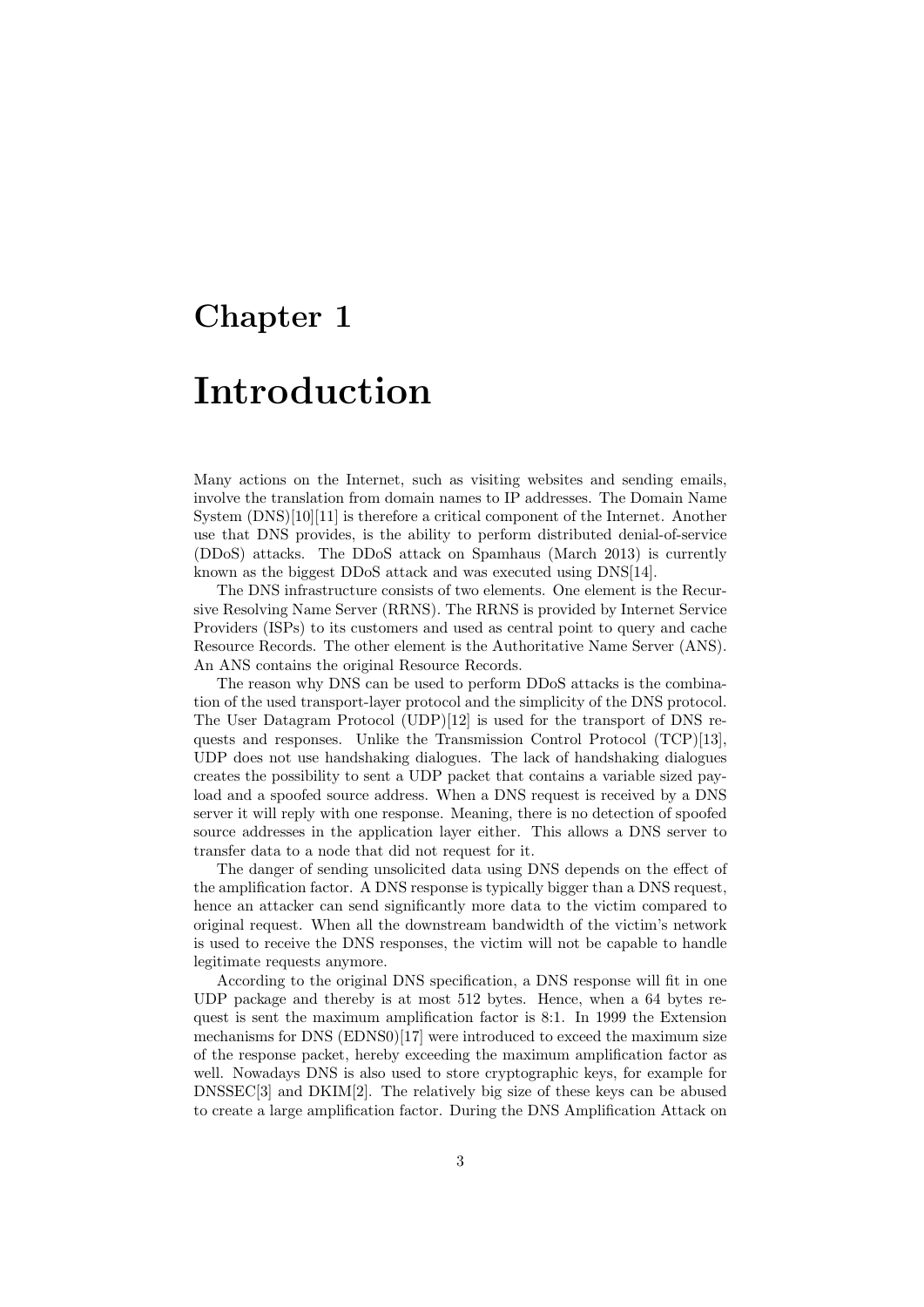# Chapter 1

# Introduction

Many actions on the Internet, such as visiting websites and sending emails, involve the translation from domain names to IP addresses. The Domain Name System (DNS)[10][11] is therefore a critical component of the Internet. Another use that DNS provides, is the ability to perform distributed denial-of-service (DDoS) attacks. The DDoS attack on Spamhaus (March 2013) is currently known as the biggest DDoS attack and was executed using DNS[14].

The DNS infrastructure consists of two elements. One element is the Recursive Resolving Name Server (RRNS). The RRNS is provided by Internet Service Providers (ISPs) to its customers and used as central point to query and cache Resource Records. The other element is the Authoritative Name Server (ANS). An ANS contains the original Resource Records.

The reason why DNS can be used to perform DDoS attacks is the combination of the used transport-layer protocol and the simplicity of the DNS protocol. The User Datagram Protocol (UDP)[12] is used for the transport of DNS requests and responses. Unlike the Transmission Control Protocol (TCP)[13], UDP does not use handshaking dialogues. The lack of handshaking dialogues creates the possibility to sent a UDP packet that contains a variable sized payload and a spoofed source address. When a DNS request is received by a DNS server it will reply with one response. Meaning, there is no detection of spoofed source addresses in the application layer either. This allows a DNS server to transfer data to a node that did not request for it.

The danger of sending unsolicited data using DNS depends on the effect of the amplification factor. A DNS response is typically bigger than a DNS request, hence an attacker can send significantly more data to the victim compared to original request. When all the downstream bandwidth of the victim's network is used to receive the DNS responses, the victim will not be capable to handle legitimate requests anymore.

According to the original DNS specification, a DNS response will fit in one UDP package and thereby is at most 512 bytes. Hence, when a 64 bytes request is sent the maximum amplification factor is 8:1. In 1999 the Extension mechanisms for DNS (EDNS0)[17] were introduced to exceed the maximum size of the response packet, hereby exceeding the maximum amplification factor as well. Nowadays DNS is also used to store cryptographic keys, for example for DNSSEC[3] and DKIM[2]. The relatively big size of these keys can be abused to create a large amplification factor. During the DNS Amplification Attack on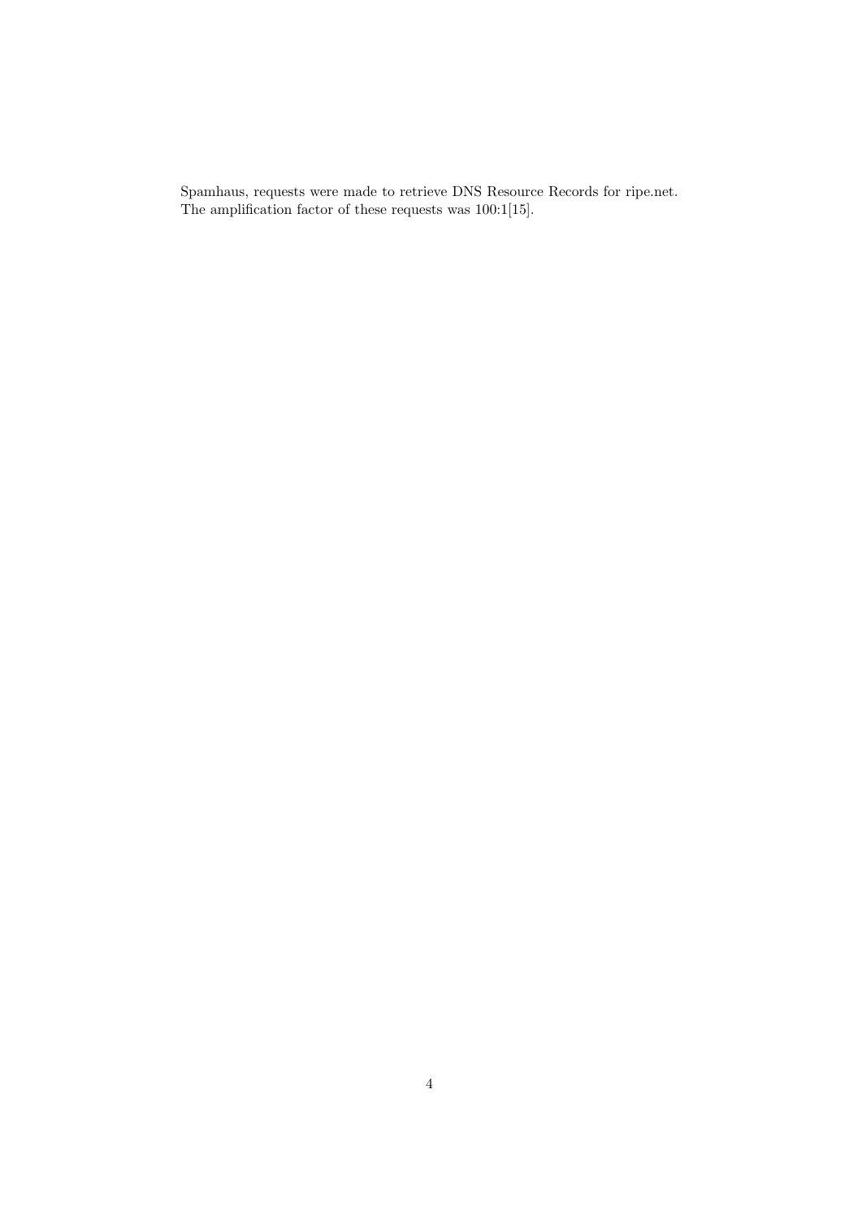Spamhaus, requests were made to retrieve DNS Resource Records for ripe.net. The amplification factor of these requests was 100:1[15].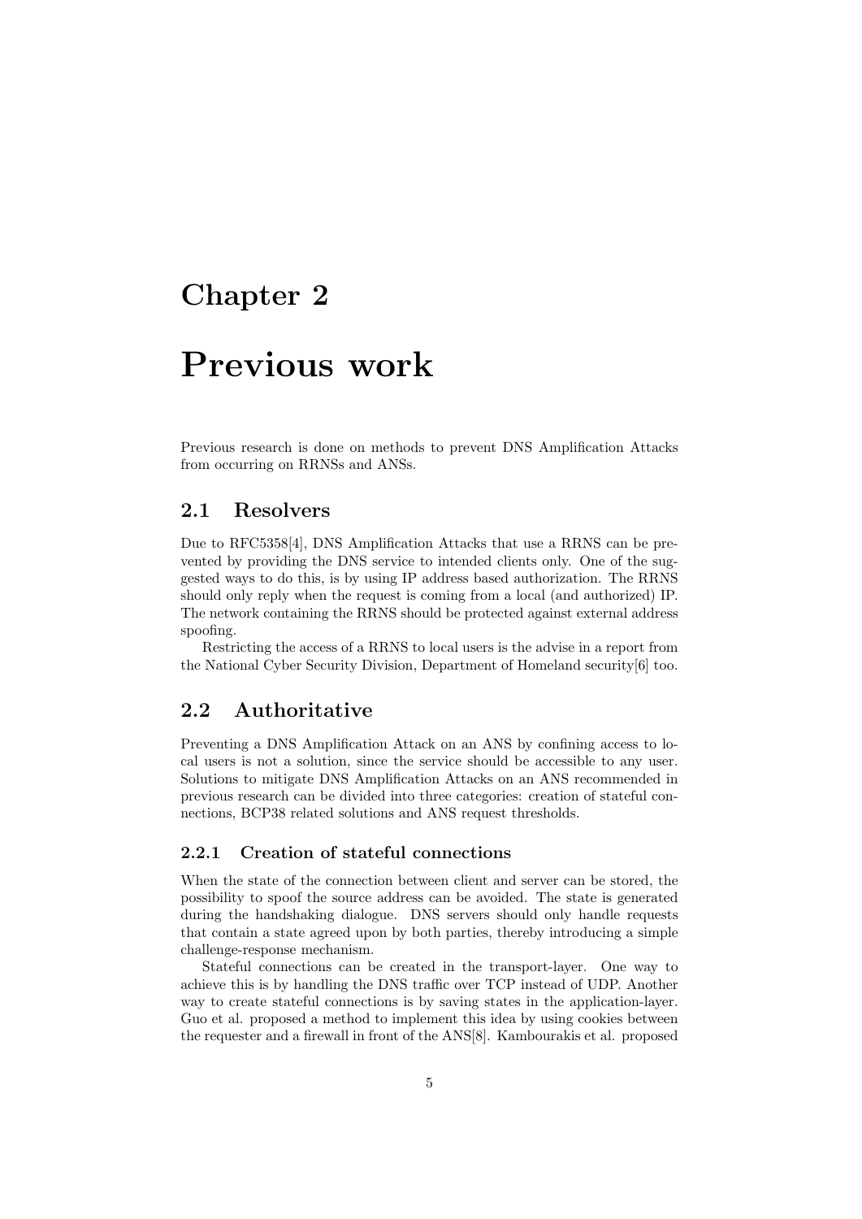# Chapter 2

# Previous work

Previous research is done on methods to prevent DNS Amplification Attacks from occurring on RRNSs and ANSs.

## 2.1 Resolvers

Due to RFC5358[4], DNS Amplification Attacks that use a RRNS can be prevented by providing the DNS service to intended clients only. One of the suggested ways to do this, is by using IP address based authorization. The RRNS should only reply when the request is coming from a local (and authorized) IP. The network containing the RRNS should be protected against external address spoofing.

Restricting the access of a RRNS to local users is the advise in a report from the National Cyber Security Division, Department of Homeland security[6] too.

## 2.2 Authoritative

Preventing a DNS Amplification Attack on an ANS by confining access to local users is not a solution, since the service should be accessible to any user. Solutions to mitigate DNS Amplification Attacks on an ANS recommended in previous research can be divided into three categories: creation of stateful connections, BCP38 related solutions and ANS request thresholds.

### 2.2.1 Creation of stateful connections

When the state of the connection between client and server can be stored, the possibility to spoof the source address can be avoided. The state is generated during the handshaking dialogue. DNS servers should only handle requests that contain a state agreed upon by both parties, thereby introducing a simple challenge-response mechanism.

Stateful connections can be created in the transport-layer. One way to achieve this is by handling the DNS traffic over TCP instead of UDP. Another way to create stateful connections is by saving states in the application-layer. Guo et al. proposed a method to implement this idea by using cookies between the requester and a firewall in front of the ANS[8]. Kambourakis et al. proposed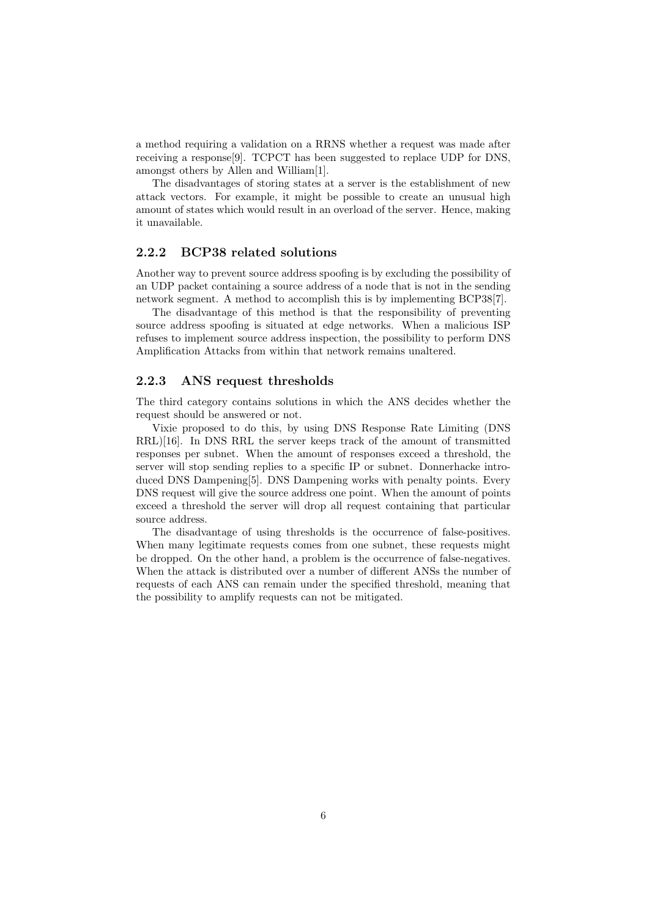a method requiring a validation on a RRNS whether a request was made after receiving a response[9]. TCPCT has been suggested to replace UDP for DNS, amongst others by Allen and William[1].

The disadvantages of storing states at a server is the establishment of new attack vectors. For example, it might be possible to create an unusual high amount of states which would result in an overload of the server. Hence, making it unavailable.

### 2.2.2 BCP38 related solutions

Another way to prevent source address spoofing is by excluding the possibility of an UDP packet containing a source address of a node that is not in the sending network segment. A method to accomplish this is by implementing BCP38[7].

The disadvantage of this method is that the responsibility of preventing source address spoofing is situated at edge networks. When a malicious ISP refuses to implement source address inspection, the possibility to perform DNS Amplification Attacks from within that network remains unaltered.

### 2.2.3 ANS request thresholds

The third category contains solutions in which the ANS decides whether the request should be answered or not.

Vixie proposed to do this, by using DNS Response Rate Limiting (DNS RRL)[16]. In DNS RRL the server keeps track of the amount of transmitted responses per subnet. When the amount of responses exceed a threshold, the server will stop sending replies to a specific IP or subnet. Donnerhacke introduced DNS Dampening[5]. DNS Dampening works with penalty points. Every DNS request will give the source address one point. When the amount of points exceed a threshold the server will drop all request containing that particular source address.

The disadvantage of using thresholds is the occurrence of false-positives. When many legitimate requests comes from one subnet, these requests might be dropped. On the other hand, a problem is the occurrence of false-negatives. When the attack is distributed over a number of different ANSs the number of requests of each ANS can remain under the specified threshold, meaning that the possibility to amplify requests can not be mitigated.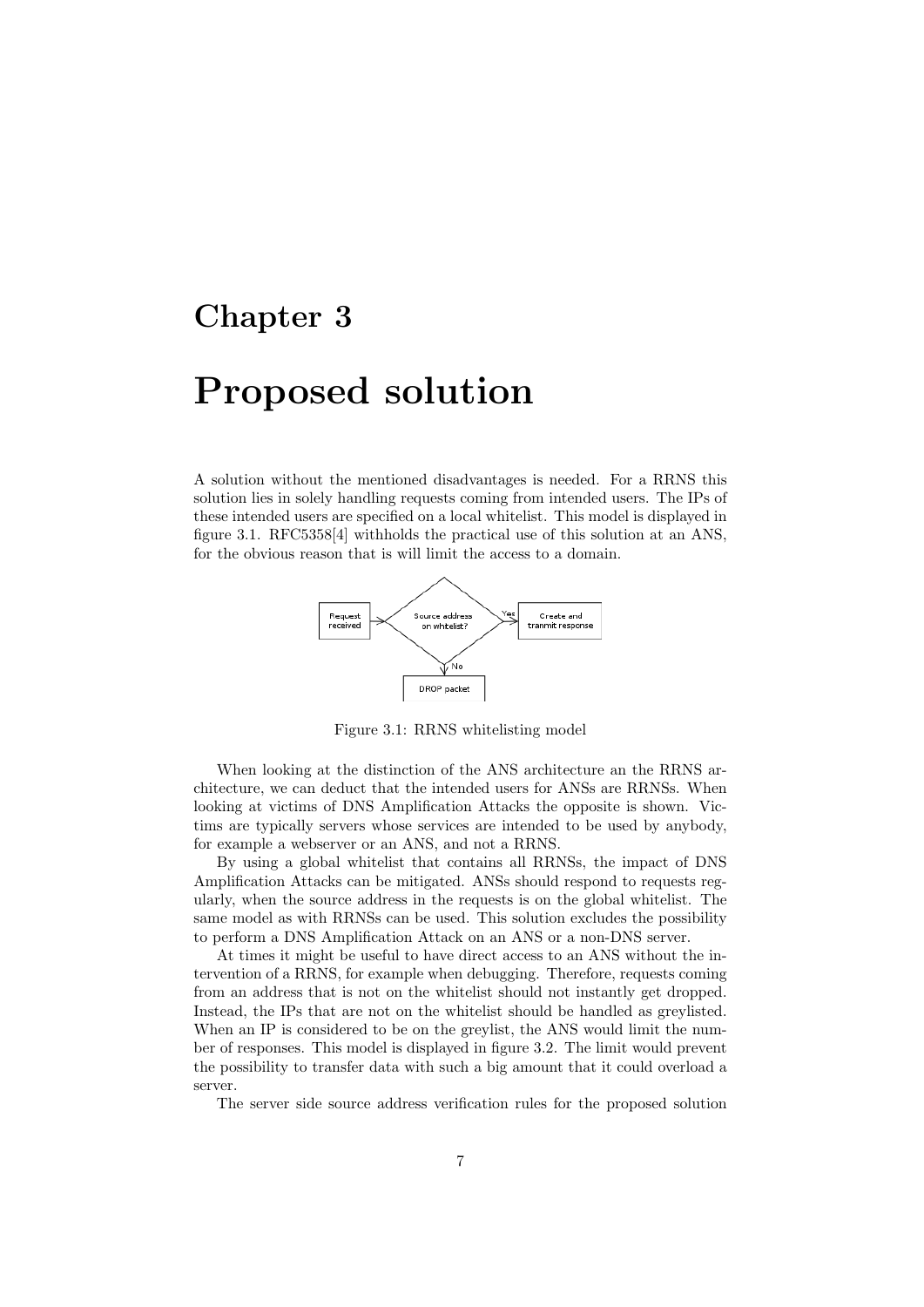# Chapter 3

# Proposed solution

A solution without the mentioned disadvantages is needed. For a RRNS this solution lies in solely handling requests coming from intended users. The IPs of these intended users are specified on a local whitelist. This model is displayed in figure 3.1. RFC5358[4] withholds the practical use of this solution at an ANS, for the obvious reason that is will limit the access to a domain.

Figure 3.1: RRNS whitelisting model

When looking at the distinction of the ANS architecture an the RRNS architecture, we can deduct that the intended users for ANSs are RRNSs. When looking at victims of DNS Amplification Attacks the opposite is shown. Victims are typically servers whose services are intended to be used by anybody, for example a webserver or an ANS, and not a RRNS.

By using a global whitelist that contains all RRNSs, the impact of DNS Amplification Attacks can be mitigated. ANSs should respond to requests regularly, when the source address in the requests is on the global whitelist. The same model as with RRNSs can be used. This solution excludes the possibility to perform a DNS Amplification Attack on an ANS or a non-DNS server.

At times it might be useful to have direct access to an ANS without the intervention of a RRNS, for example when debugging. Therefore, requests coming from an address that is not on the whitelist should not instantly get dropped. Instead, the IPs that are not on the whitelist should be handled as greylisted. When an IP is considered to be on the greylist, the ANS would limit the number of responses. This model is displayed in figure 3.2. The limit would prevent the possibility to transfer data with such a big amount that it could overload a server.

The server side source address verification rules for the proposed solution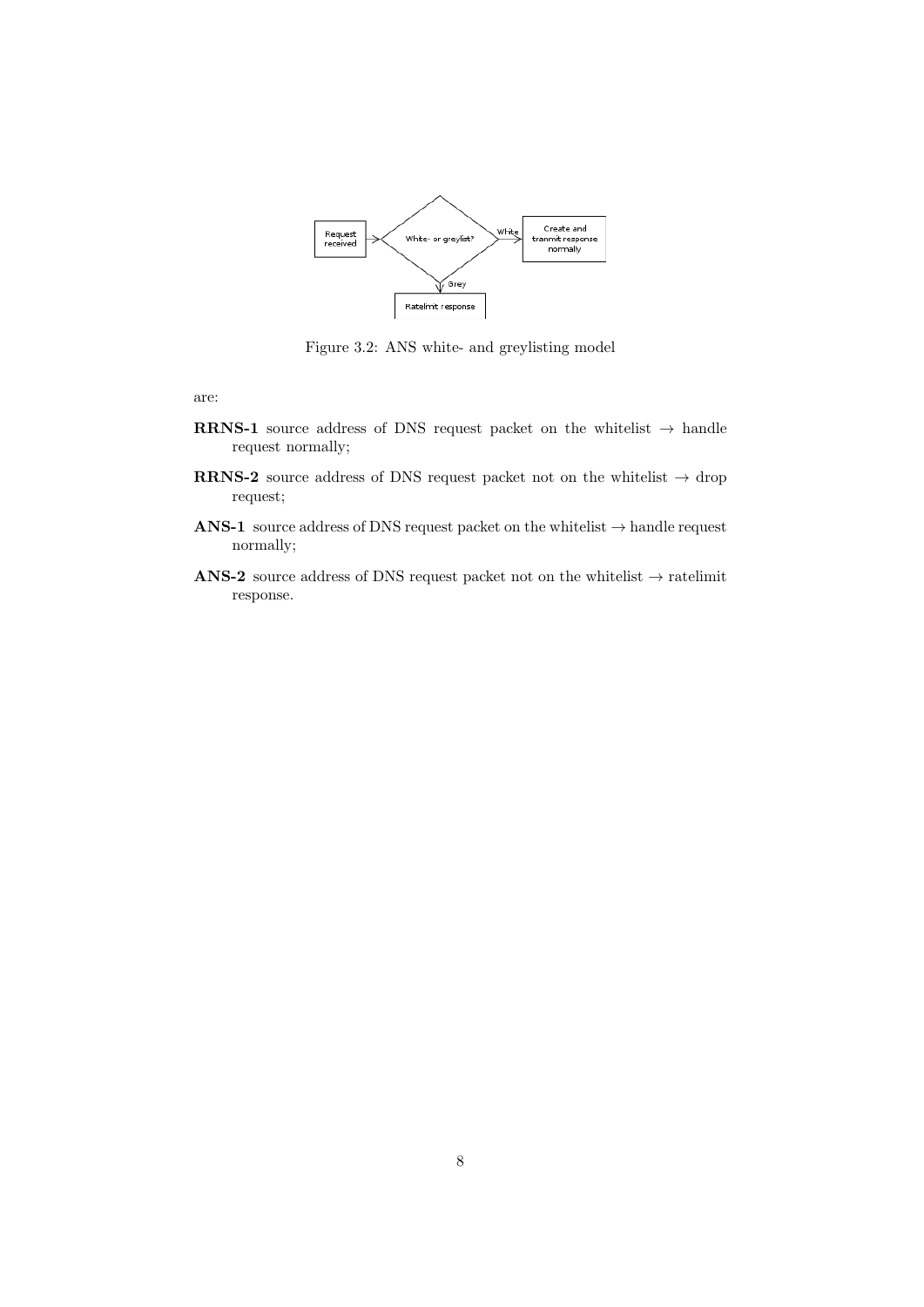Figure 3.2: ANS white- and greylisting model

are:

**RRNS-1** source address of DNS request packet on the whitelist → handle request normally;

**RRNS-2** source address of DNS request packet not on the whitelist → drop request;

**ANS-1** source address of DNS request packet on the whitelist → handle request normally;

**ANS-2** source address of DNS request packet not on the whitelist → ratelimit response.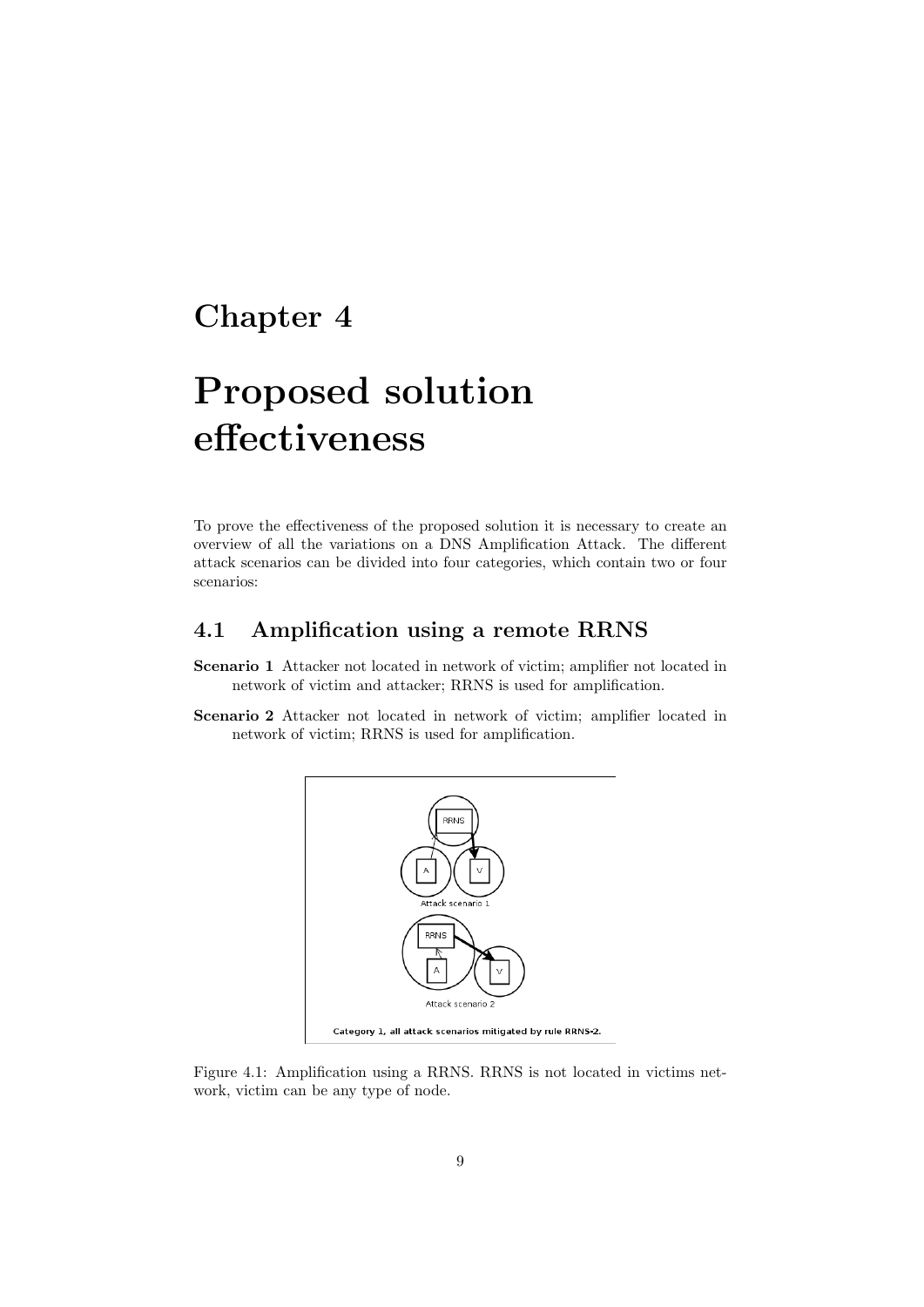# Chapter 4

# Proposed solution effectiveness

To prove the effectiveness of the proposed solution it is necessary to create an overview of all the variations on a DNS Amplification Attack. The different attack scenarios can be divided into four categories, which contain two or four scenarios:

## 4.1 Amplification using a remote RRNS

**Scenario 1** Attacker not located in network of victim; amplifier not located in network of victim and attacker; RRNS is used for amplification.

**Scenario 2** Attacker not located in network of victim; amplifier located in network of victim; RRNS is used for amplification.

Figure 4.1: Amplification using a RRNS. RRNS is not located in victims network, victim can be any type of node.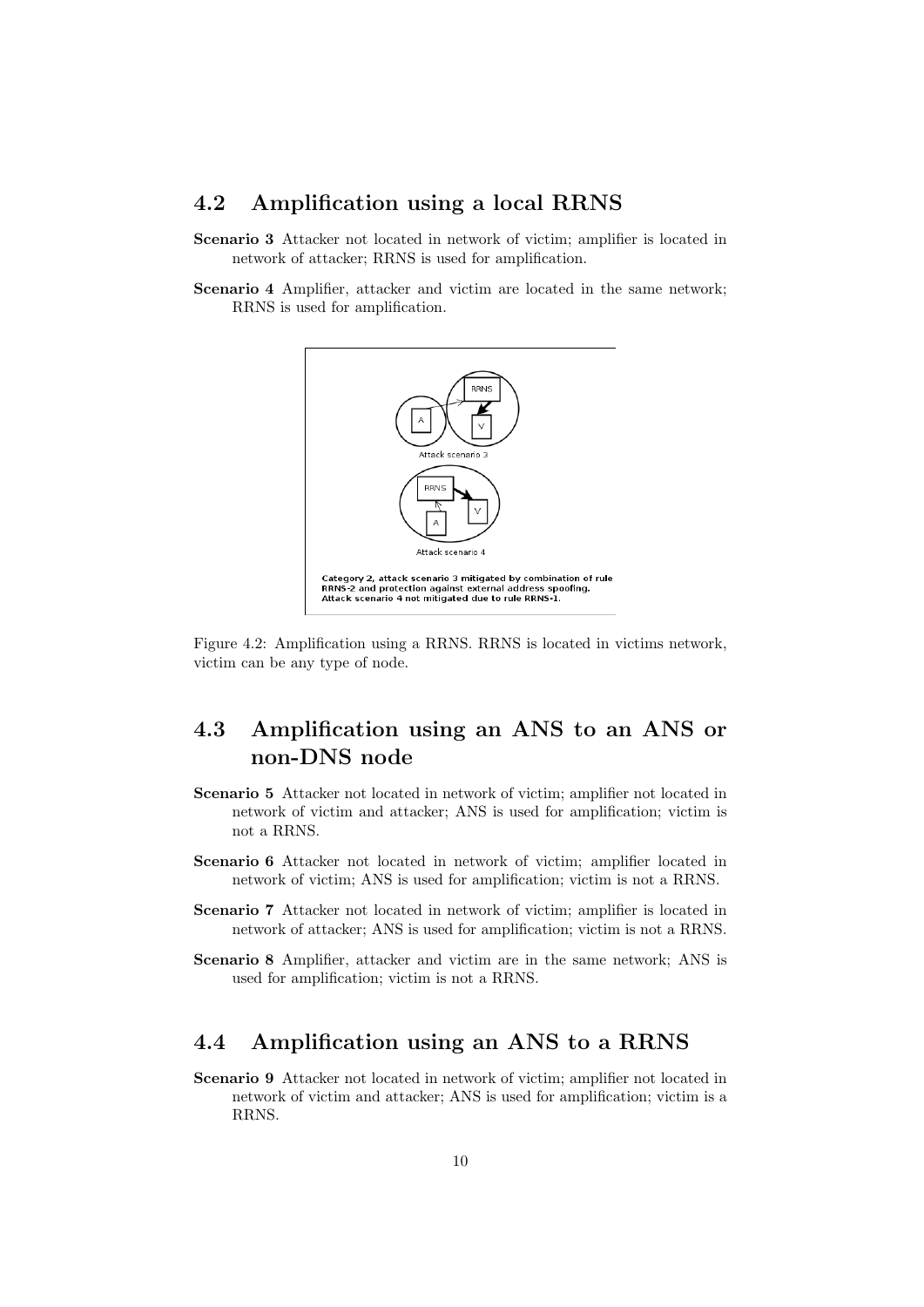## 4.2 Amplification using a local RRNS

**Scenario 3** Attacker not located in network of victim; amplifier is located in network of attacker; RRNS is used for amplification.

**Scenario 4** Amplifier, attacker and victim are located in the same network; RRNS is used for amplification.

Figure 4.2: Amplification using a RRNS. RRNS is located in victims network, victim can be any type of node.

## 4.3 Amplification using an ANS to an ANS or non-DNS node

**Scenario 5** Attacker not located in network of victim; amplifier not located in network of victim and attacker; ANS is used for amplification; victim is not a RRNS.

**Scenario 6** Attacker not located in network of victim; amplifier located in network of victim; ANS is used for amplification; victim is not a RRNS.

**Scenario 7** Attacker not located in network of victim; amplifier is located in network of attacker; ANS is used for amplification; victim is not a RRNS.

**Scenario 8** Amplifier, attacker and victim are in the same network; ANS is used for amplification; victim is not a RRNS.

## 4.4 Amplification using an ANS to a RRNS

**Scenario 9** Attacker not located in network of victim; amplifier not located in network of victim and attacker; ANS is used for amplification; victim is a RRNS.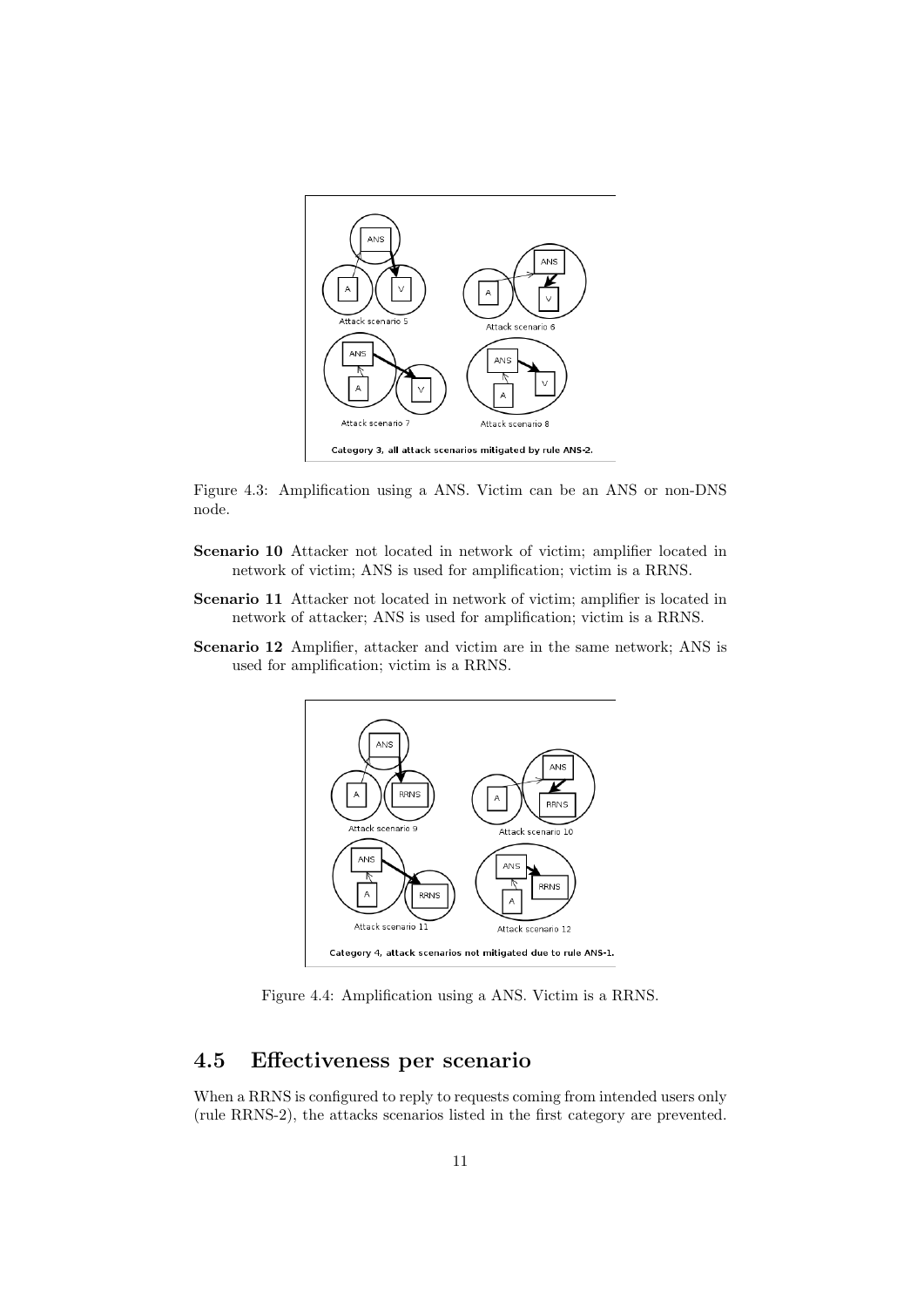Figure 4.3: Amplification using a ANS. Victim can be an ANS or non-DNS node.

**Scenario 10** Attacker not located in network of victim; amplifier located in network of victim; ANS is used for amplification; victim is a RRNS.

**Scenario 11** Attacker not located in network of victim; amplifier is located in network of attacker; ANS is used for amplification; victim is a RRNS.

**Scenario 12** Amplifier, attacker and victim are in the same network; ANS is used for amplification; victim is a RRNS.

Figure 4.4: Amplification using a ANS. Victim is a RRNS.

## 4.5 Effectiveness per scenario

When a RRNS is configured to reply to requests coming from intended users only (rule RRNS-2), the attacks scenarios listed in the first category are prevented.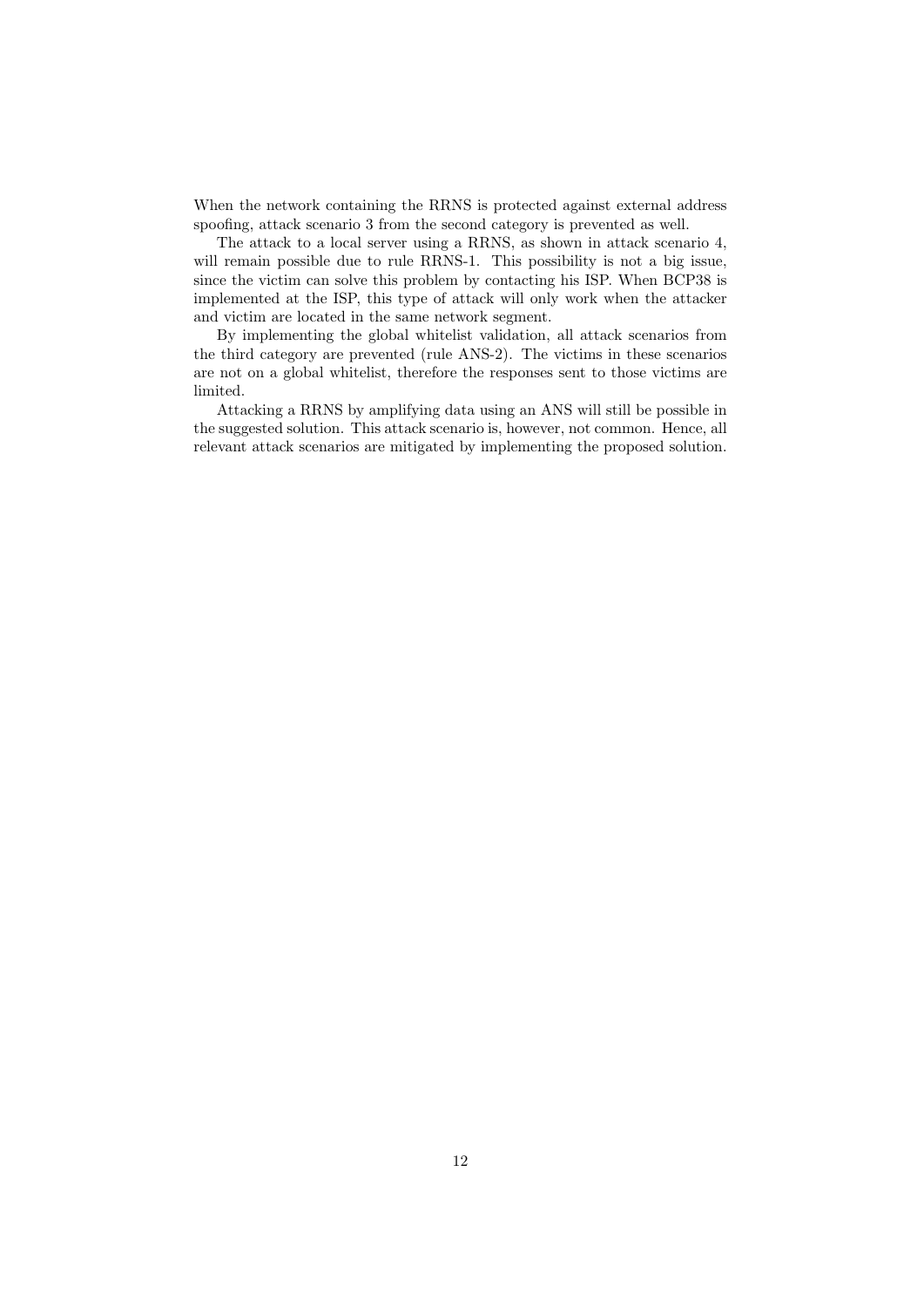When the network containing the RRNS is protected against external address spoofing, attack scenario 3 from the second category is prevented as well.

The attack to a local server using a RRNS, as shown in attack scenario 4, will remain possible due to rule RRNS-1. This possibility is not a big issue, since the victim can solve this problem by contacting his ISP. When BCP38 is implemented at the ISP, this type of attack will only work when the attacker and victim are located in the same network segment.

By implementing the global whitelist validation, all attack scenarios from the third category are prevented (rule ANS-2). The victims in these scenarios are not on a global whitelist, therefore the responses sent to those victims are limited.

Attacking a RRNS by amplifying data using an ANS will still be possible in the suggested solution. This attack scenario is, however, not common. Hence, all relevant attack scenarios are mitigated by implementing the proposed solution.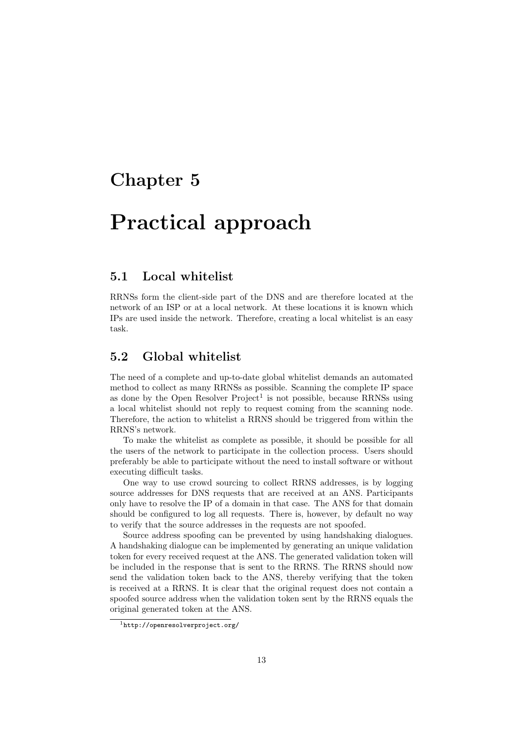# Chapter 5

# Practical approach

## 5.1 Local whitelist

RRNSs form the client-side part of the DNS and are therefore located at the network of an ISP or at a local network. At these locations it is known which IPs are used inside the network. Therefore, creating a local whitelist is an easy task.

## 5.2 Global whitelist

The need of a complete and up-to-date global whitelist demands an automated method to collect as many RRNSs as possible. Scanning the complete IP space as done by the Open Resolver Project[1] is not possible, because RRNSs using a local whitelist should not reply to request coming from the scanning node. Therefore, the action to whitelist a RRNS should be triggered from within the RRNS's network.

To make the whitelist as complete as possible, it should be possible for all the users of the network to participate in the collection process. Users should preferably be able to participate without the need to install software or without executing difficult tasks.

One way to use crowd sourcing to collect RRNS addresses, is by logging source addresses for DNS requests that are received at an ANS. Participants only have to resolve the IP of a domain in that case. The ANS for that domain should be configured to log all requests. There is, however, by default no way to verify that the source addresses in the requests are not spoofed.

Source address spoofing can be prevented by using handshaking dialogues. A handshaking dialogue can be implemented by generating an unique validation token for every received request at the ANS. The generated validation token will be included in the response that is sent to the RRNS. The RRNS should now send the validation token back to the ANS, thereby verifying that the token is received at a RRNS. It is clear that the original request does not contain a spoofed source address when the validation token sent by the RRNS equals the original generated token at the ANS.

[1] http://openresolverproject.org/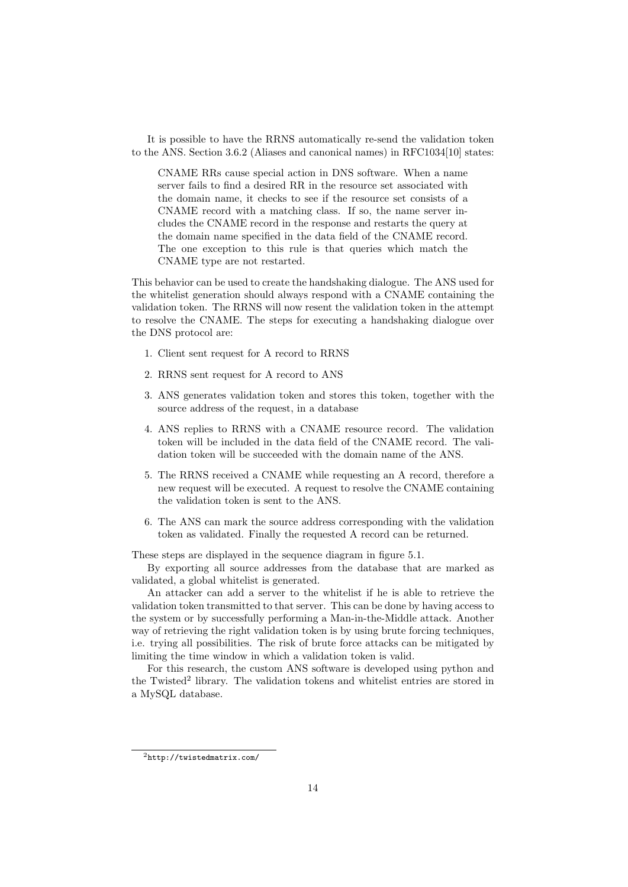It is possible to have the RRNS automatically re-send the validation token to the ANS. Section 3.6.2 (Aliases and canonical names) in RFC1034[10] states:

> CNAME RRs cause special action in DNS software. When a name server fails to find a desired RR in the resource set associated with the domain name, it checks to see if the resource set consists of a CNAME record with a matching class. If so, the name server includes the CNAME record in the response and restarts the query at the domain name specified in the data field of the CNAME record. The one exception to this rule is that queries which match the CNAME type are not restarted.

This behavior can be used to create the handshaking dialogue. The ANS used for the whitelist generation should always respond with a CNAME containing the validation token. The RRNS will now resent the validation token in the attempt to resolve the CNAME. The steps for executing a handshaking dialogue over the DNS protocol are:

1. Client sent request for A record to RRNS
2. RRNS sent request for A record to ANS
3. ANS generates validation token and stores this token, together with the source address of the request, in a database
4. ANS replies to RRNS with a CNAME resource record. The validation token will be included in the data field of the CNAME record. The validation token will be succeeded with the domain name of the ANS.
5. The RRNS received a CNAME while requesting an A record, therefore a new request will be executed. A request to resolve the CNAME containing the validation token is sent to the ANS.
6. The ANS can mark the source address corresponding with the validation token as validated. Finally the requested A record can be returned.

These steps are displayed in the sequence diagram in figure 5.1.

By exporting all source addresses from the database that are marked as validated, a global whitelist is generated.

An attacker can add a server to the whitelist if he is able to retrieve the validation token transmitted to that server. This can be done by having access to the system or by successfully performing a Man-in-the-Middle attack. Another way of retrieving the right validation token is by using brute forcing techniques, i.e. trying all possibilities. The risk of brute force attacks can be mitigated by limiting the time window in which a validation token is valid.

For this research, the custom ANS software is developed using python and the Twisted[2] library. The validation tokens and whitelist entries are stored in a MySQL database.

[2] http://twistedmatrix.com/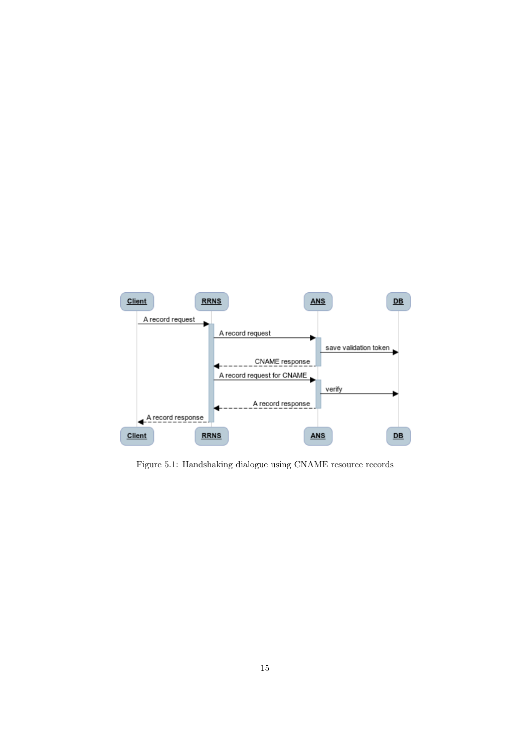Figure 5.1: Handshaking dialogue using CNAME resource records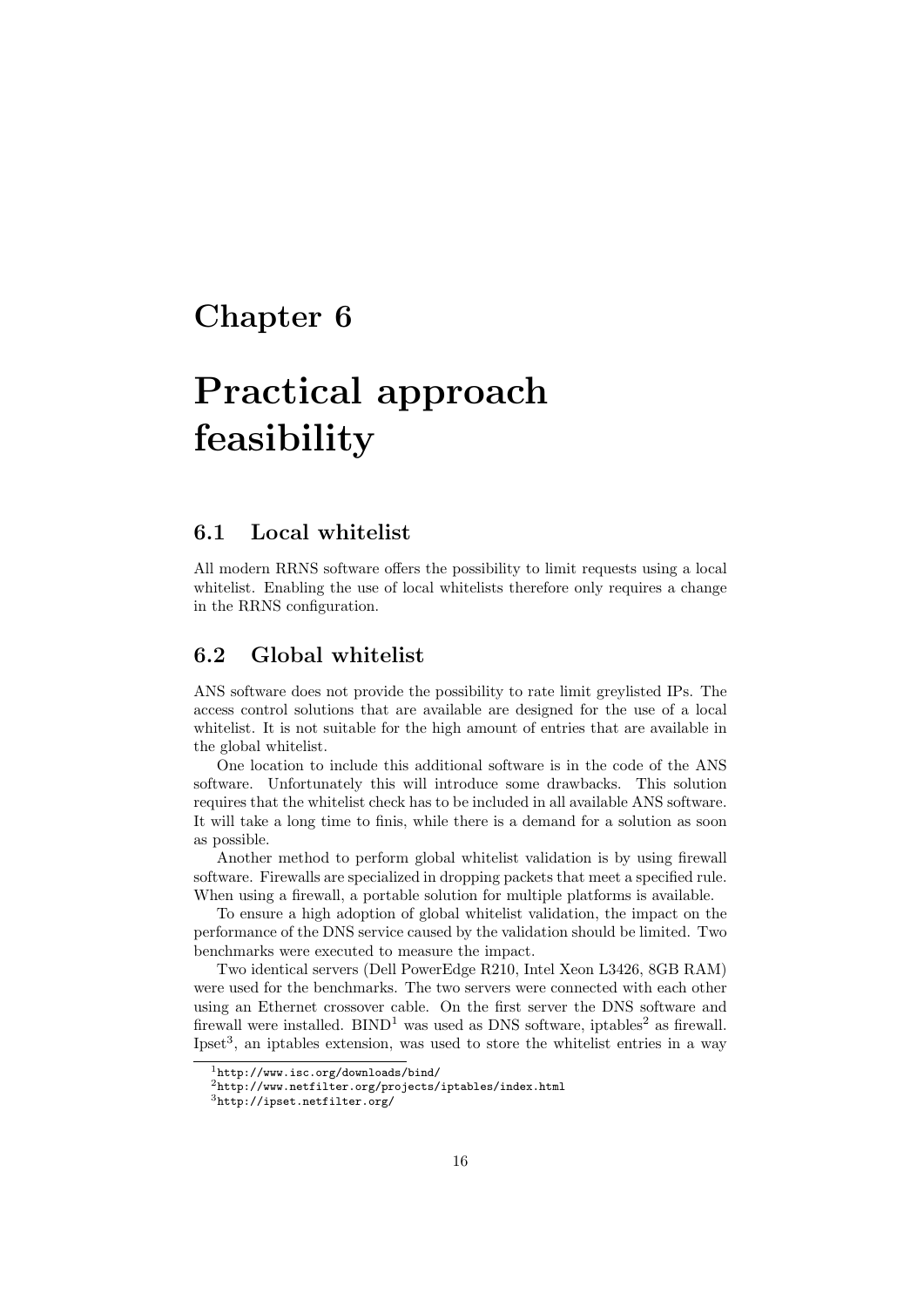# Chapter 6

# Practical approach feasibility

## 6.1 Local whitelist

All modern RRNS software offers the possibility to limit requests using a local whitelist. Enabling the use of local whitelists therefore only requires a change in the RRNS configuration.

## 6.2 Global whitelist

ANS software does not provide the possibility to rate limit greylisted IPs. The access control solutions that are available are designed for the use of a local whitelist. It is not suitable for the high amount of entries that are available in the global whitelist.

One location to include this additional software is in the code of the ANS software. Unfortunately this will introduce some drawbacks. This solution requires that the whitelist check has to be included in all available ANS software. It will take a long time to finis, while there is a demand for a solution as soon as possible.

Another method to perform global whitelist validation is by using firewall software. Firewalls are specialized in dropping packets that meet a specified rule. When using a firewall, a portable solution for multiple platforms is available.

To ensure a high adoption of global whitelist validation, the impact on the performance of the DNS service caused by the validation should be limited. Two benchmarks were executed to measure the impact.

Two identical servers (Dell PowerEdge R210, Intel Xeon L3426, 8GB RAM) were used for the benchmarks. The two servers were connected with each other using an Ethernet crossover cable. On the first server the DNS software and firewall were installed. BIND[1] was used as DNS software, iptables[2] as firewall. Ipset[3], an iptables extension, was used to store the whitelist entries in a way

[1] http://www.isc.org/downloads/bind/

[2] http://www.netfilter.org/projects/iptables/index.html

[3] http://ipset.netfilter.org/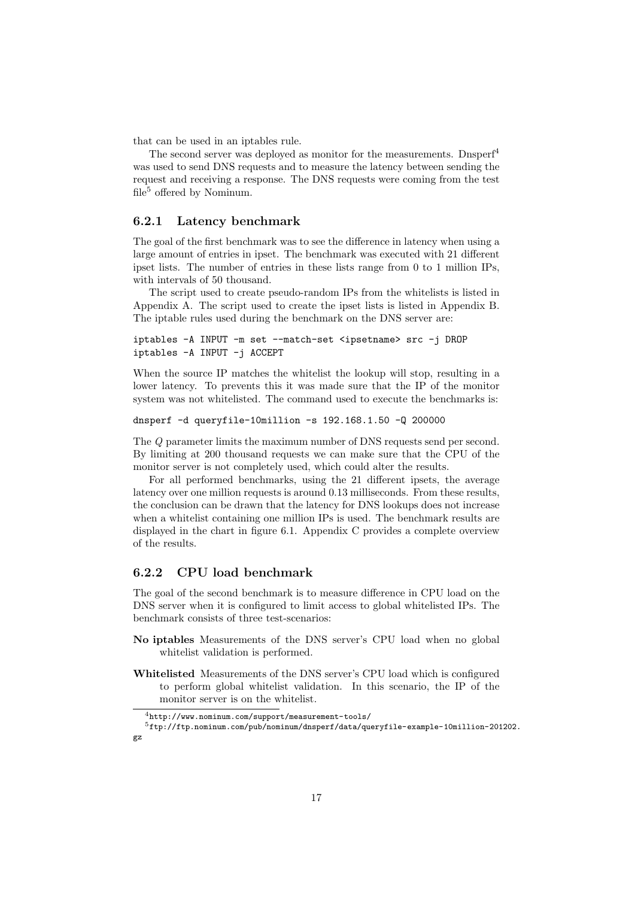that can be used in an iptables rule.

The second server was deployed as monitor for the measurements. Dnsperf[4] was used to send DNS requests and to measure the latency between sending the request and receiving a response. The DNS requests were coming from the test file[5] offered by Nominum.

### 6.2.1 Latency benchmark

The goal of the first benchmark was to see the difference in latency when using a large amount of entries in ipset. The benchmark was executed with 21 different ipset lists. The number of entries in these lists range from 0 to 1 million IPs, with intervals of 50 thousand.

The script used to create pseudo-random IPs from the whitelists is listed in Appendix A. The script used to create the ipset lists is listed in Appendix B. The iptable rules used during the benchmark on the DNS server are:

```
iptables -A INPUT -m set --match-set <ipsetname> src -j DROP
iptables -A INPUT -j ACCEPT
```

When the source IP matches the whitelist the lookup will stop, resulting in a lower latency. To prevents this it was made sure that the IP of the monitor system was not whitelisted. The command used to execute the benchmarks is:

```
dnsperf -d queryfile-10million -s 192.168.1.50 -Q 200000
```

The *Q* parameter limits the maximum number of DNS requests send per second. By limiting at 200 thousand requests we can make sure that the CPU of the monitor server is not completely used, which could alter the results.

For all performed benchmarks, using the 21 different ipsets, the average latency over one million requests is around 0.13 milliseconds. From these results, the conclusion can be drawn that the latency for DNS lookups does not increase when a whitelist containing one million IPs is used. The benchmark results are displayed in the chart in figure 6.1. Appendix C provides a complete overview of the results.

### 6.2.2 CPU load benchmark

The goal of the second benchmark is to measure difference in CPU load on the DNS server when it is configured to limit access to global whitelisted IPs. The benchmark consists of three test-scenarios:

**No iptables** Measurements of the DNS server's CPU load when no global whitelist validation is performed.

**Whitelisted** Measurements of the DNS server's CPU load which is configured to perform global whitelist validation. In this scenario, the IP of the monitor server is on the whitelist.

---

[4] http://www.nominum.com/support/measurement-tools/

[5] ftp://ftp.nominum.com/pub/nominum/dnsperf/data/queryfile-example-10million-201202.gz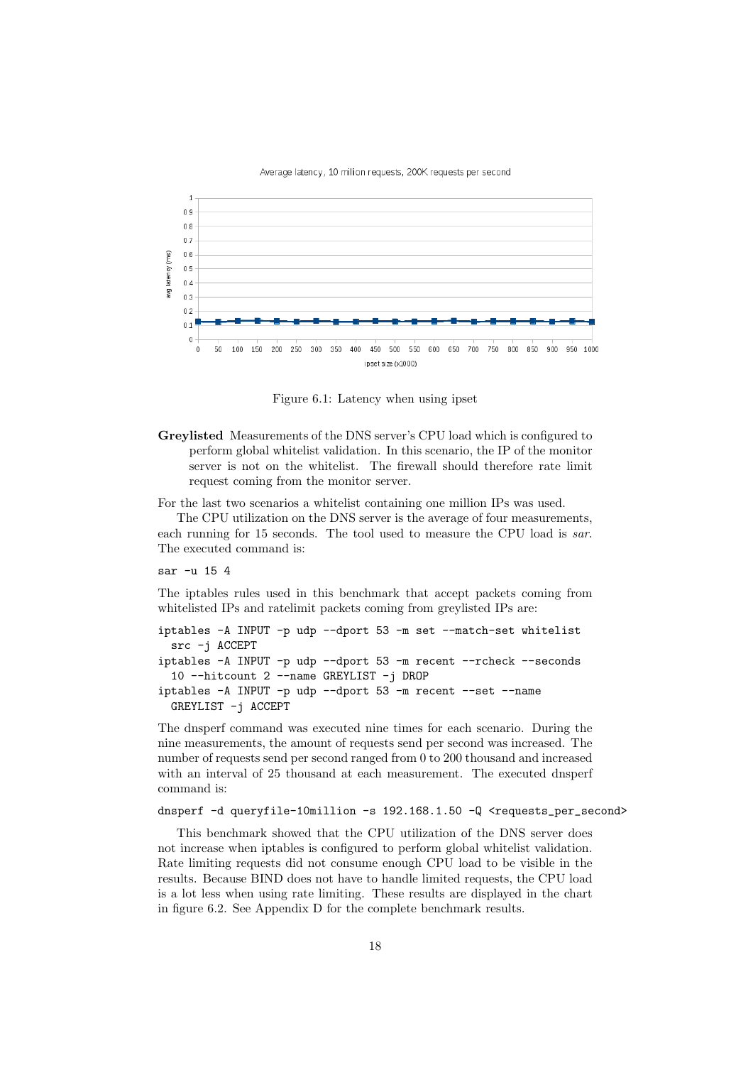Average latency, 10 million requests, 200K requests per second

Figure 6.1: Latency when using ipset

**Greylisted** Measurements of the DNS server's CPU load which is configured to perform global whitelist validation. In this scenario, the IP of the monitor server is not on the whitelist. The firewall should therefore rate limit request coming from the monitor server.

For the last two scenarios a whitelist containing one million IPs was used.

The CPU utilization on the DNS server is the average of four measurements, each running for 15 seconds. The tool used to measure the CPU load is *sar*. The executed command is:

```
sar -u 15 4
```

The iptables rules used in this benchmark that accept packets coming from whitelisted IPs and ratelimit packets coming from greylisted IPs are:

```
iptables -A INPUT -p udp --dport 53 -m set --match-set whitelist
  src -j ACCEPT
iptables -A INPUT -p udp --dport 53 -m recent --rcheck --seconds
  10 --hitcount 2 --name GREYLIST -j DROP
iptables -A INPUT -p udp --dport 53 -m recent --set --name
  GREYLIST -j ACCEPT
```

The dnsperf command was executed nine times for each scenario. During the nine measurements, the amount of requests send per second was increased. The number of requests send per second ranged from 0 to 200 thousand and increased with an interval of 25 thousand at each measurement. The executed dnsperf command is:

```
dnsperf -d queryfile-10million -s 192.168.1.50 -Q <requests_per_second>
```

This benchmark showed that the CPU utilization of the DNS server does not increase when iptables is configured to perform global whitelist validation. Rate limiting requests did not consume enough CPU load to be visible in the results. Because BIND does not have to handle limited requests, the CPU load is a lot less when using rate limiting. These results are displayed in the chart in figure 6.2. See Appendix D for the complete benchmark results.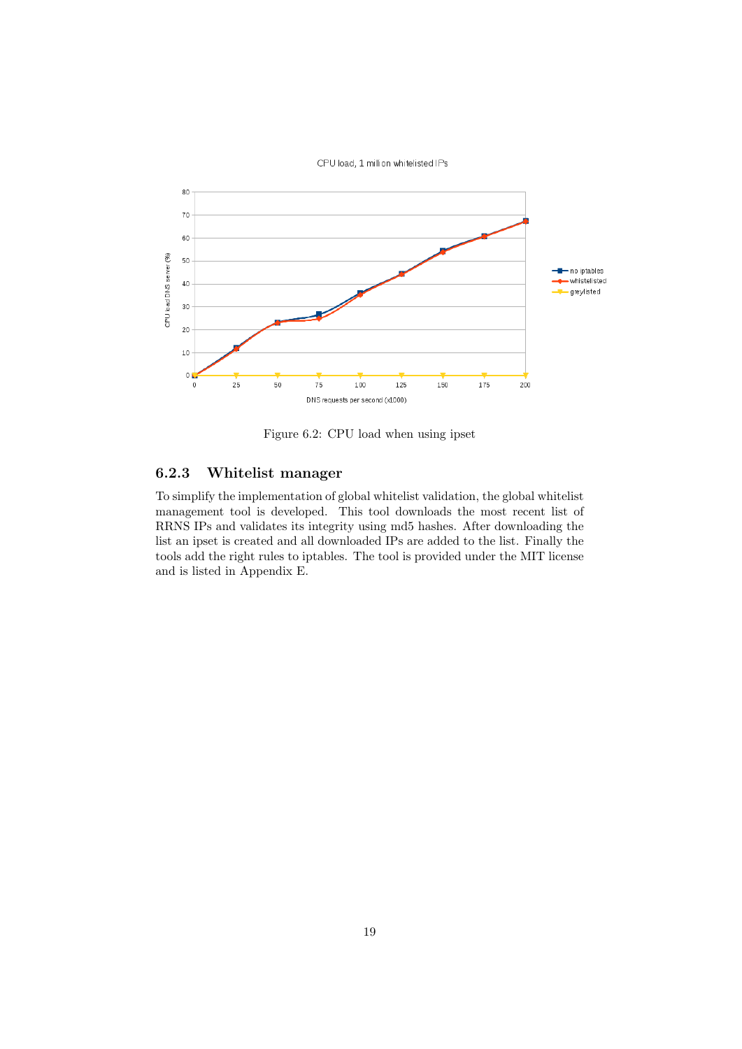Figure 6.2: CPU load when using ipset

### 6.2.3 Whitelist manager

To simplify the implementation of global whitelist validation, the global whitelist management tool is developed. This tool downloads the most recent list of RRNS IPs and validates its integrity using md5 hashes. After downloading the list an ipset is created and all downloaded IPs are added to the list. Finally the tools add the right rules to iptables. The tool is provided under the MIT license and is listed in Appendix E.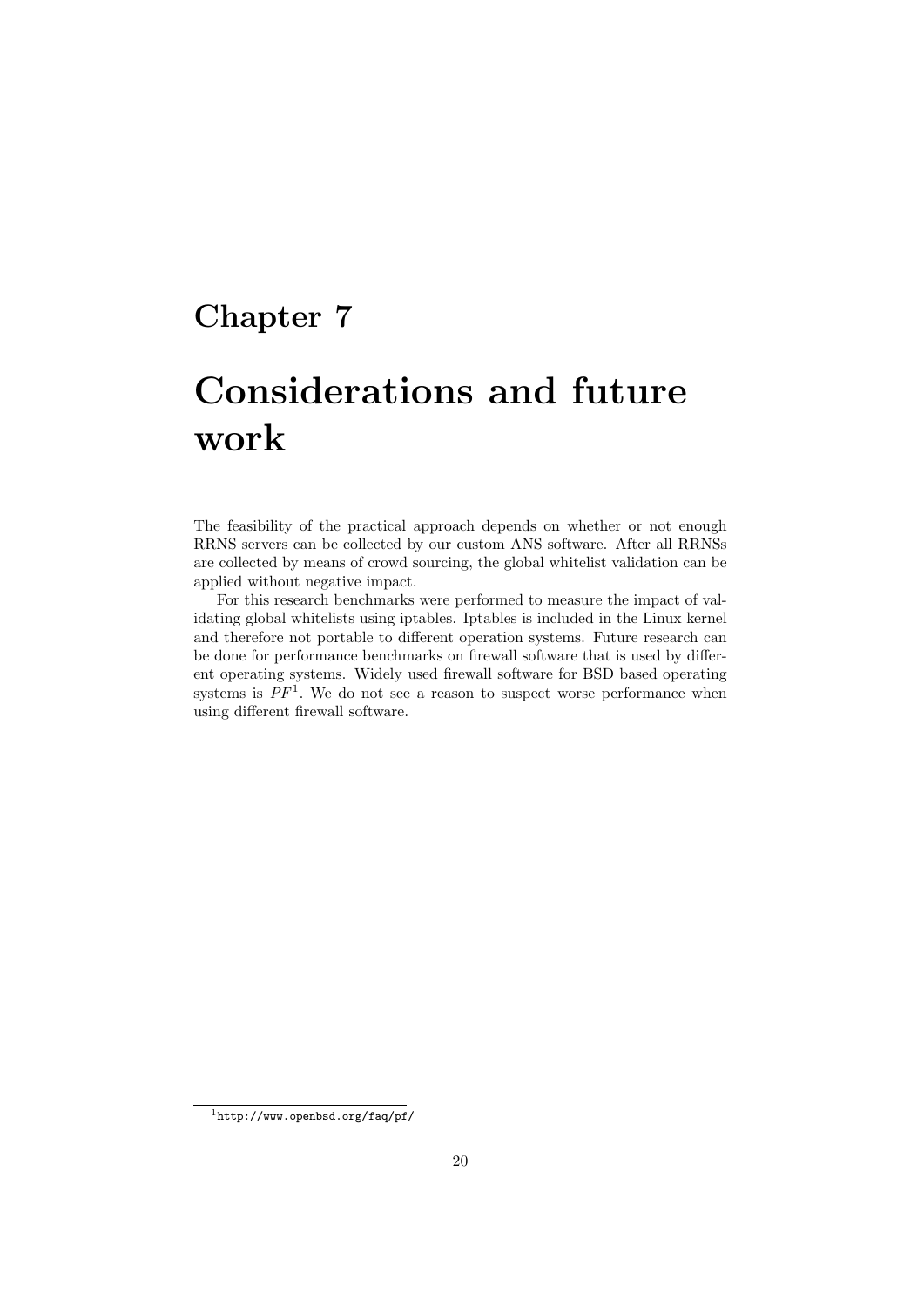# Chapter 7

# Considerations and future work

The feasibility of the practical approach depends on whether or not enough RRNS servers can be collected by our custom ANS software. After all RRNSs are collected by means of crowd sourcing, the global whitelist validation can be applied without negative impact.

For this research benchmarks were performed to measure the impact of validating global whitelists using iptables. Iptables is included in the Linux kernel and therefore not portable to different operation systems. Future research can be done for performance benchmarks on firewall software that is used by different operating systems. Widely used firewall software for BSD based operating systems is *PF*[1]. We do not see a reason to suspect worse performance when using different firewall software.

[1] http://www.openbsd.org/faq/pf/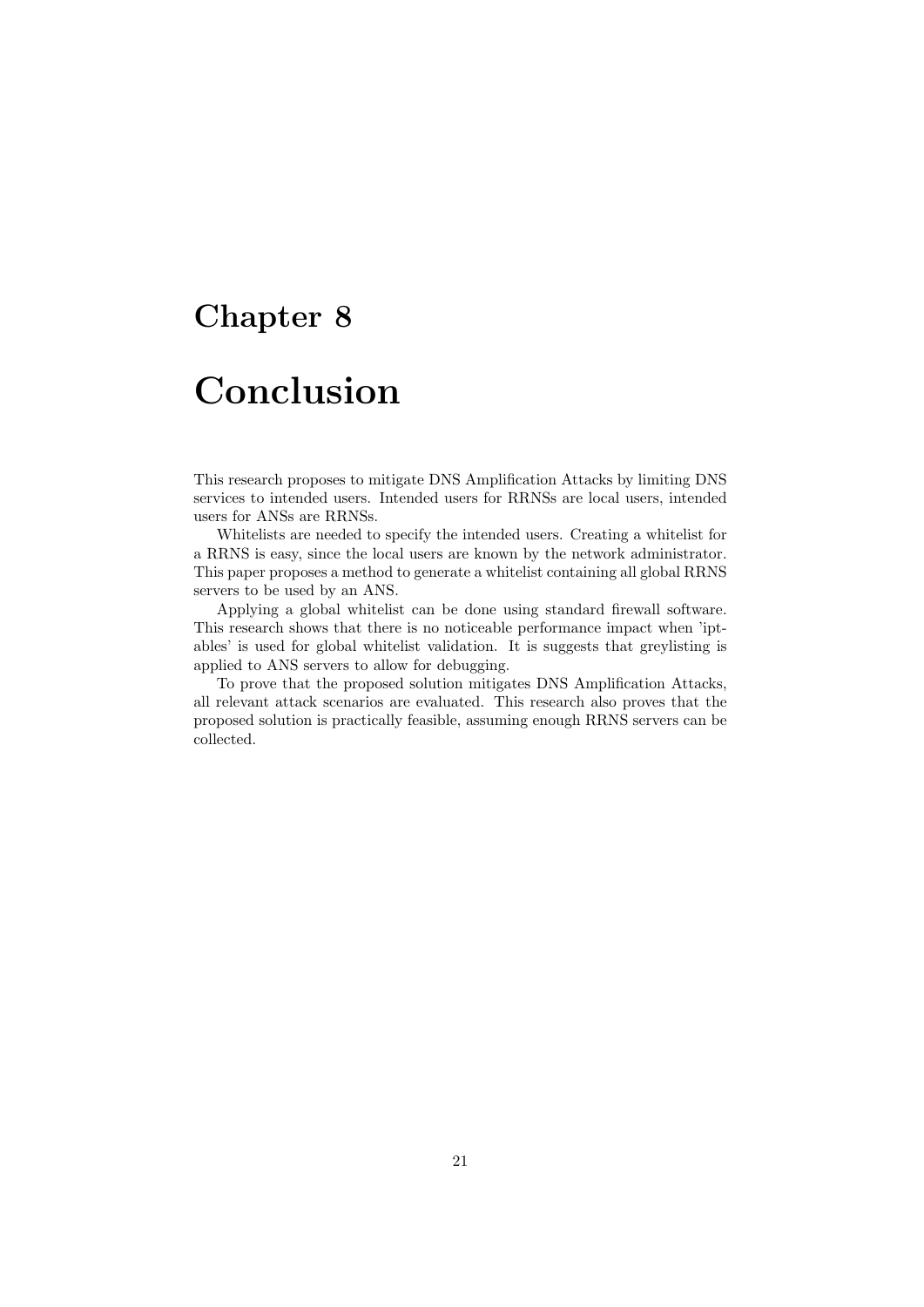# Chapter 8

# Conclusion

This research proposes to mitigate DNS Amplification Attacks by limiting DNS services to intended users. Intended users for RRNSs are local users, intended users for ANSs are RRNSs.

Whitelists are needed to specify the intended users. Creating a whitelist for a RRNS is easy, since the local users are known by the network administrator. This paper proposes a method to generate a whitelist containing all global RRNS servers to be used by an ANS.

Applying a global whitelist can be done using standard firewall software. This research shows that there is no noticeable performance impact when 'iptables' is used for global whitelist validation. It is suggests that greylisting is applied to ANS servers to allow for debugging.

To prove that the proposed solution mitigates DNS Amplification Attacks, all relevant attack scenarios are evaluated. This research also proves that the proposed solution is practically feasible, assuming enough RRNS servers can be collected.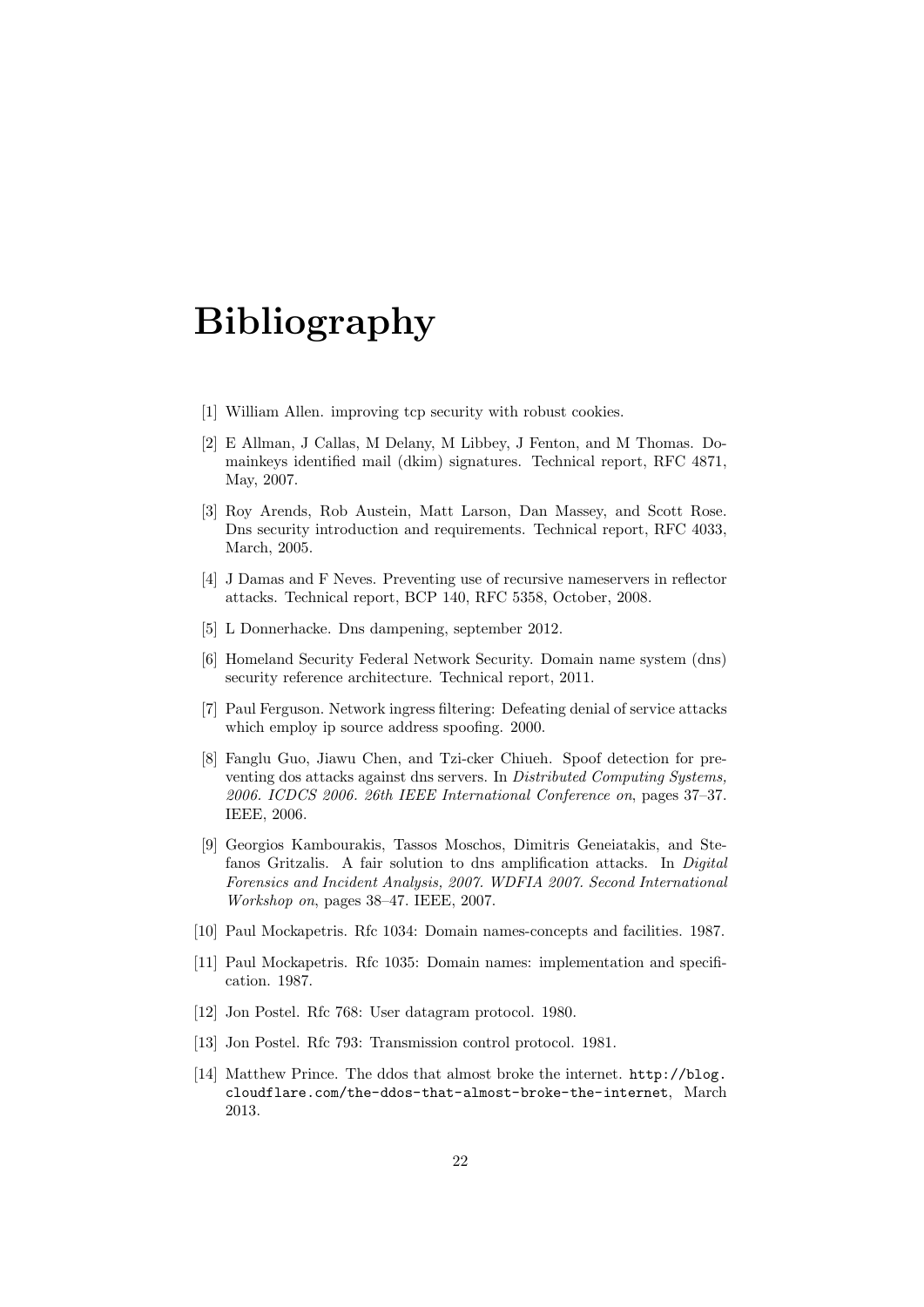# Bibliography

[1] William Allen. improving tcp security with robust cookies.

[2] E Allman, J Callas, M Delany, M Libbey, J Fenton, and M Thomas. Domainkeys identified mail (dkim) signatures. Technical report, RFC 4871, May, 2007.

[3] Roy Arends, Rob Austein, Matt Larson, Dan Massey, and Scott Rose. Dns security introduction and requirements. Technical report, RFC 4033, March, 2005.

[4] J Damas and F Neves. Preventing use of recursive nameservers in reflector attacks. Technical report, BCP 140, RFC 5358, October, 2008.

[5] L Donnerhacke. Dns dampening, september 2012.

[6] Homeland Security Federal Network Security. Domain name system (dns) security reference architecture. Technical report, 2011.

[7] Paul Ferguson. Network ingress filtering: Defeating denial of service attacks which employ ip source address spoofing. 2000.

[8] Fanglu Guo, Jiawu Chen, and Tzi-cker Chiueh. Spoof detection for preventing dos attacks against dns servers. In *Distributed Computing Systems, 2006. ICDCS 2006. 26th IEEE International Conference on*, pages 37–37. IEEE, 2006.

[9] Georgios Kambourakis, Tassos Moschos, Dimitris Geneiatakis, and Stefanos Gritzalis. A fair solution to dns amplification attacks. In *Digital Forensics and Incident Analysis, 2007. WDFIA 2007. Second International Workshop on*, pages 38–47. IEEE, 2007.

[10] Paul Mockapetris. Rfc 1034: Domain names-concepts and facilities. 1987.

[11] Paul Mockapetris. Rfc 1035: Domain names: implementation and specification. 1987.

[12] Jon Postel. Rfc 768: User datagram protocol. 1980.

[13] Jon Postel. Rfc 793: Transmission control protocol. 1981.

[14] Matthew Prince. The ddos that almost broke the internet. `http://blog.cloudflare.com/the-ddos-that-almost-broke-the-internet`, March 2013.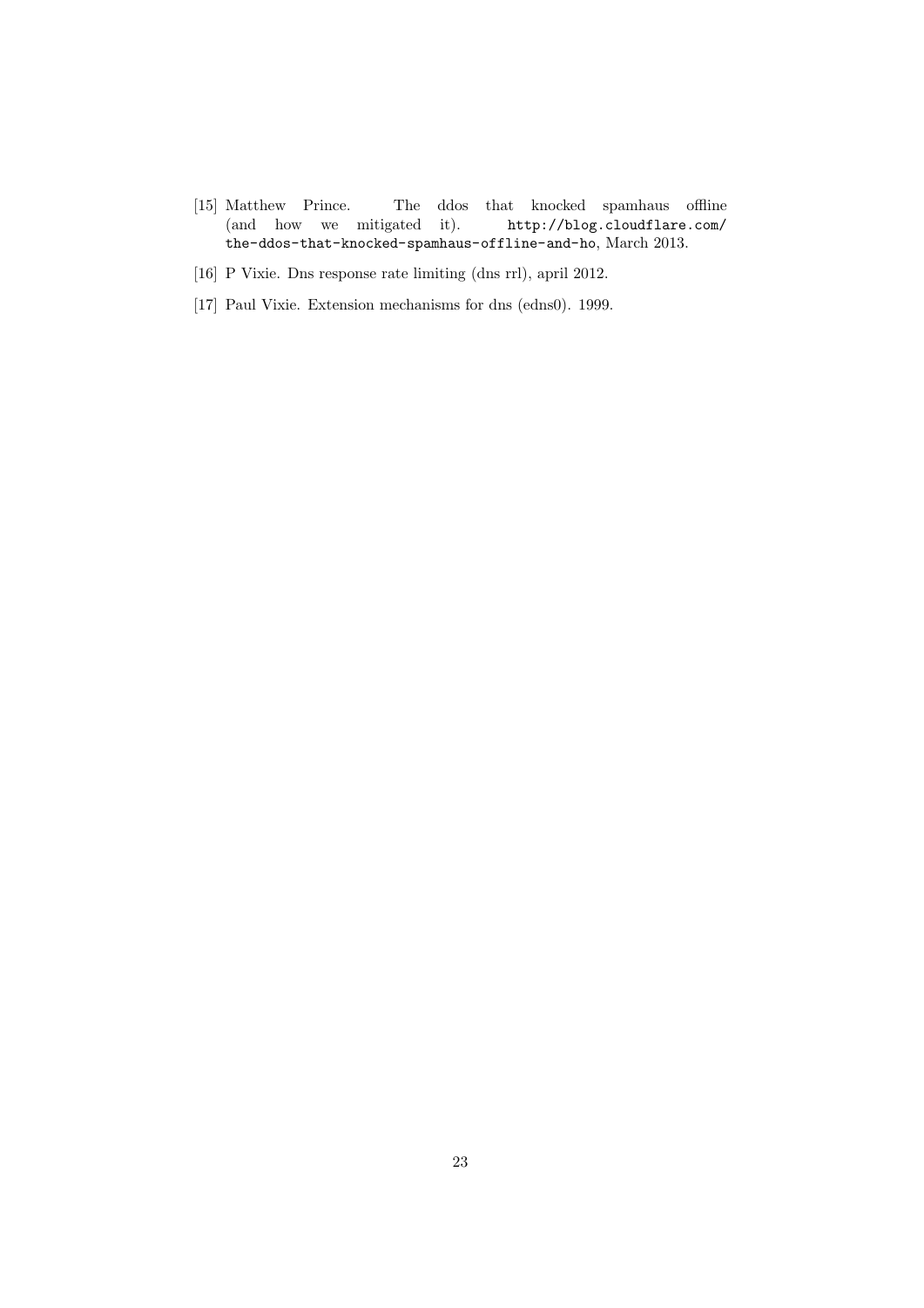[15] Matthew Prince. The ddos that knocked spamhaus offline (and how we mitigated it). http://blog.cloudflare.com/the-ddos-that-knocked-spamhaus-offline-and-ho, March 2013.

[16] P Vixie. Dns response rate limiting (dns rrl), april 2012.

[17] Paul Vixie. Extension mechanisms for dns (edns0). 1999.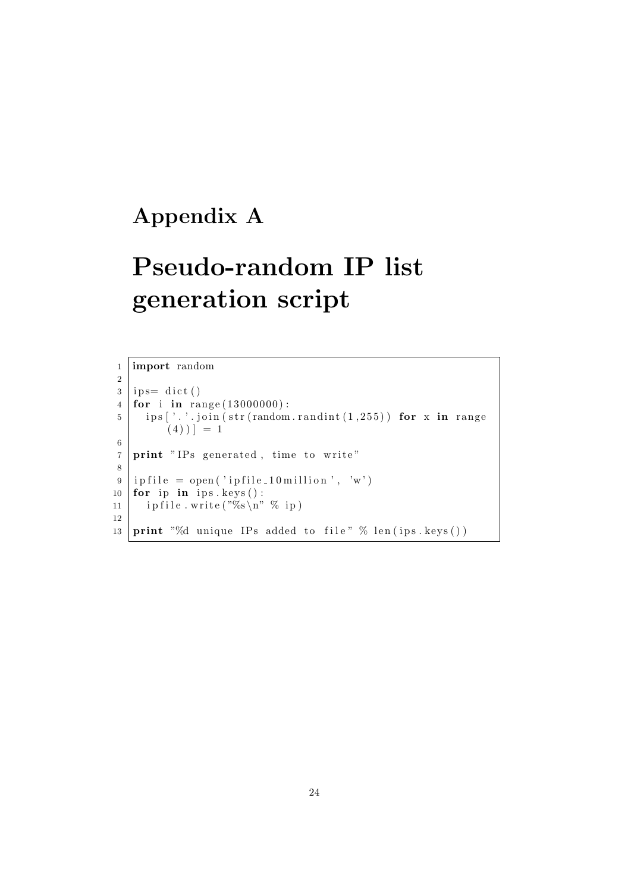# Appendix A

# Pseudo-random IP list generation script

```
import random

ips= dict()
for i in range(13000000):
    ips['.'.join(str(random.randint(1,255)) for x in range(4))] = 1

print "IPs generated, time to write"

ipfile = open('ipfile_10million', 'w')
for ip in ips.keys():
    ipfile.write("%s\n" % ip)

print "%d unique IPs added to file" % len(ips.keys())
```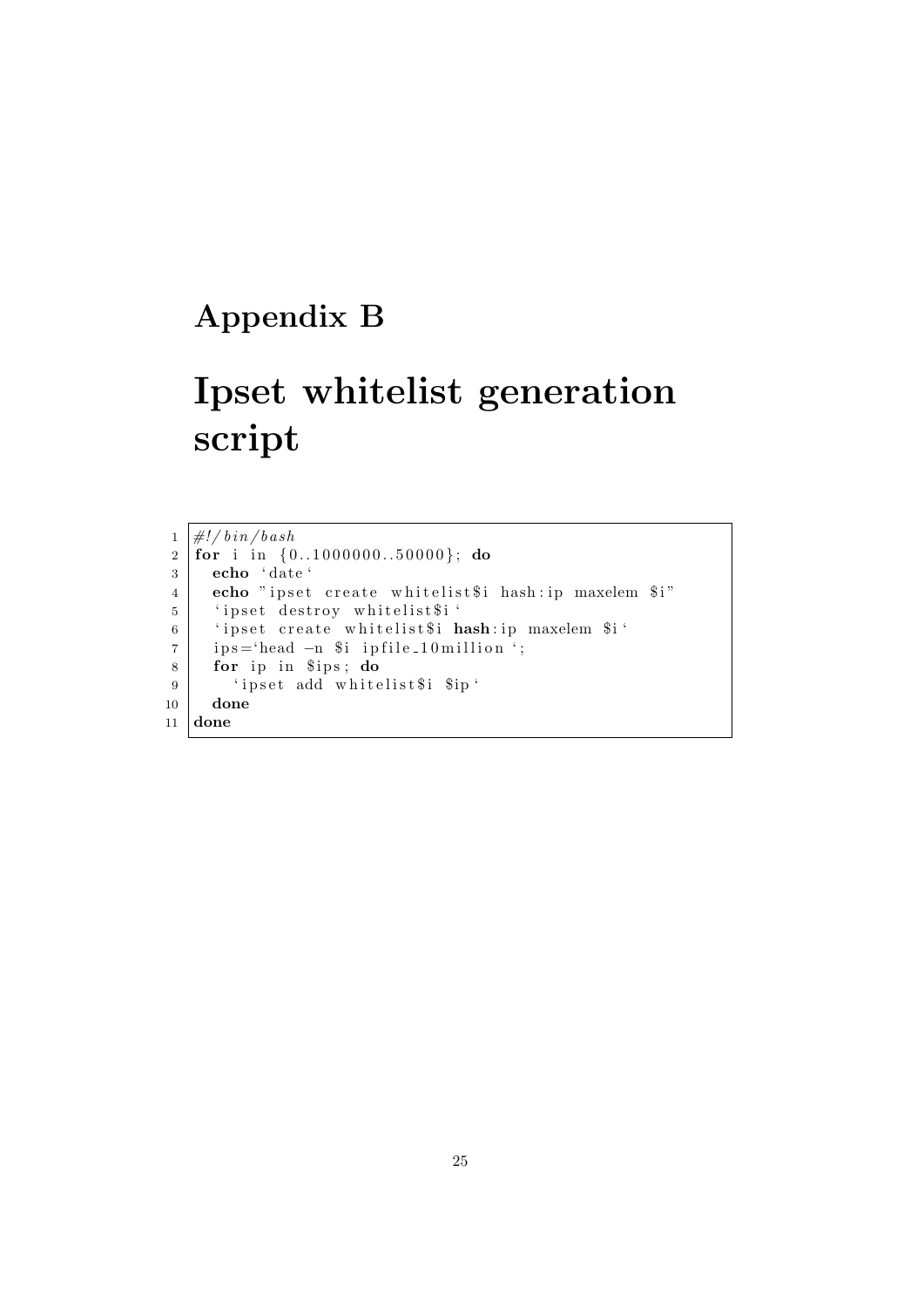# Appendix B

# Ipset whitelist generation script

```
#!/bin/bash
for i in {0..1000000..50000}; do
  echo `date`
  echo "ipset create whitelist$i hash:ip maxelem $i"
  `ipset destroy whitelist$i`
  `ipset create whitelist$i hash:ip maxelem $i`
  ips=`head -n $i ipfile_10million`;
  for ip in $ips; do
    `ipset add whitelist$i $ip`
  done
done
```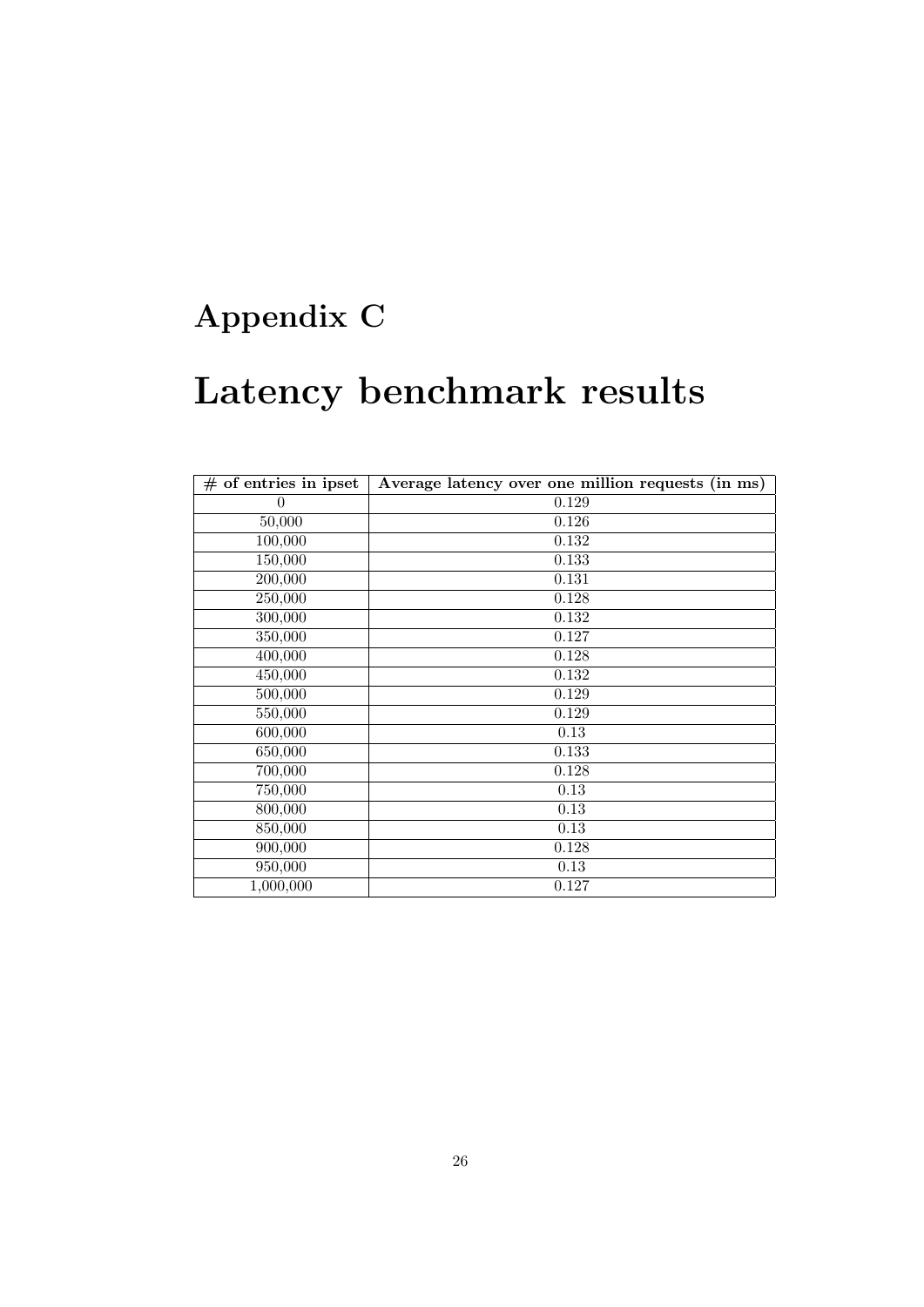# Appendix C

# Latency benchmark results

| # of entries in ipset | Average latency over one million requests (in ms) |
|---|---|
| 0 | 0.129 |
| 50,000 | 0.126 |
| 100,000 | 0.132 |
| 150,000 | 0.133 |
| 200,000 | 0.131 |
| 250,000 | 0.128 |
| 300,000 | 0.132 |
| 350,000 | 0.127 |
| 400,000 | 0.128 |
| 450,000 | 0.132 |
| 500,000 | 0.129 |
| 550,000 | 0.129 |
| 600,000 | 0.13 |
| 650,000 | 0.133 |
| 700,000 | 0.128 |
| 750,000 | 0.13 |
| 800,000 | 0.13 |
| 850,000 | 0.13 |
| 900,000 | 0.128 |
| 950,000 | 0.13 |
| 1,000,000 | 0.127 |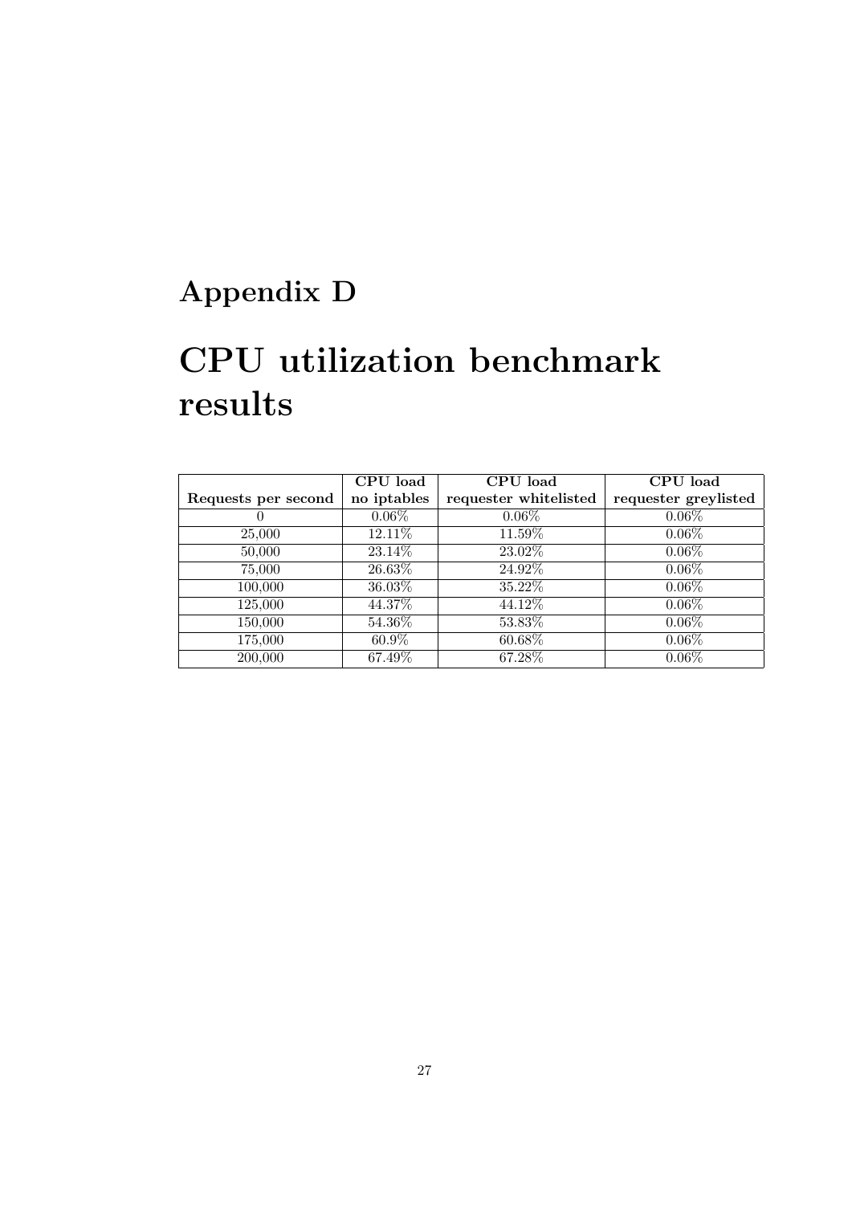# Appendix D

# CPU utilization benchmark results

| Requests per second | CPU load no iptables | CPU load requester whitelisted | CPU load requester greylisted |
|---|---|---|---|
| 0 | 0.06% | 0.06% | 0.06% |
| 25,000 | 12.11% | 11.59% | 0.06% |
| 50,000 | 23.14% | 23.02% | 0.06% |
| 75,000 | 26.63% | 24.92% | 0.06% |
| 100,000 | 36.03% | 35.22% | 0.06% |
| 125,000 | 44.37% | 44.12% | 0.06% |
| 150,000 | 54.36% | 53.83% | 0.06% |
| 175,000 | 60.9% | 60.68% | 0.06% |
| 200,000 | 67.49% | 67.28% | 0.06% |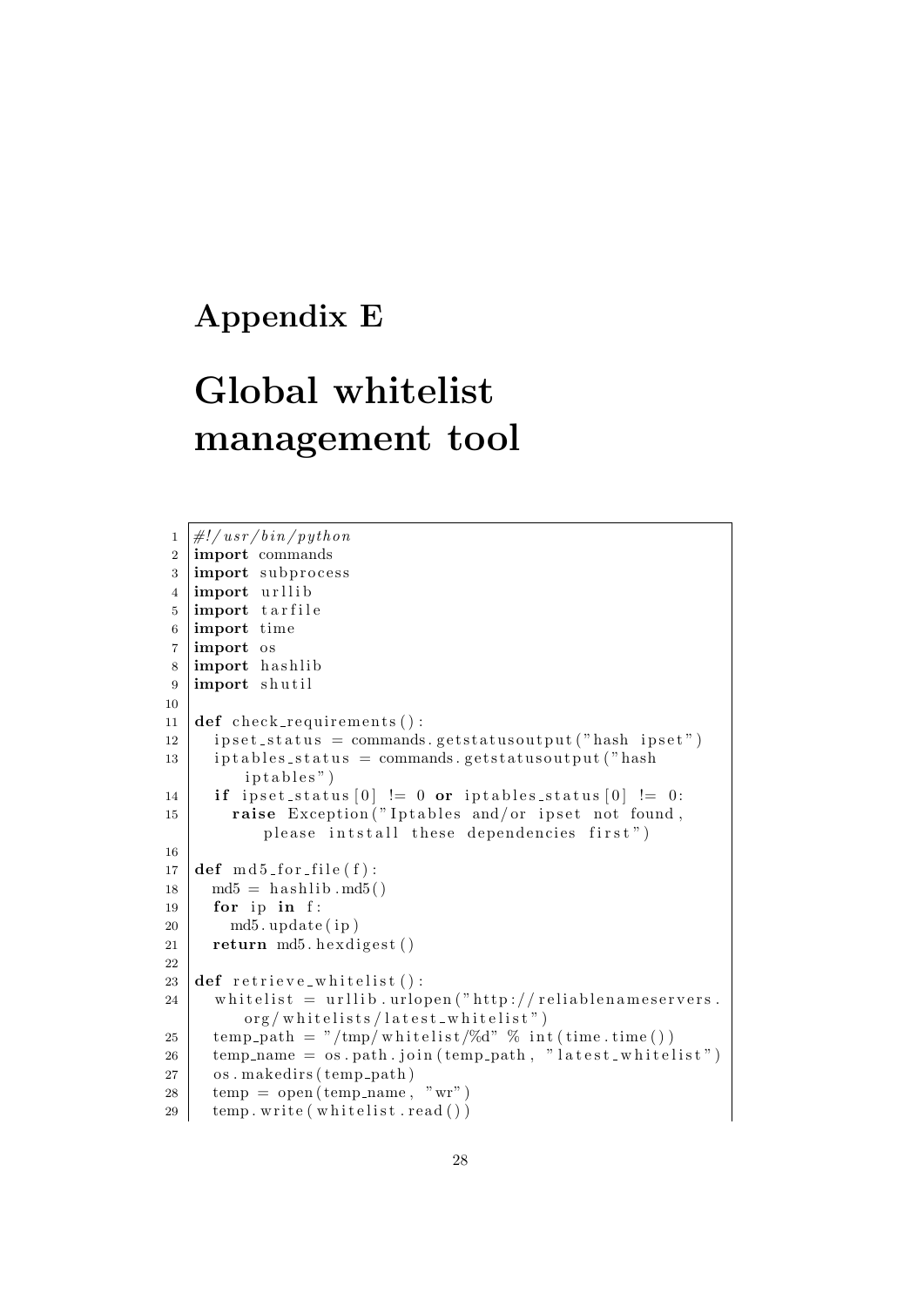# Appendix E

# Global whitelist management tool

```
#!/usr/bin/python
import commands
import subprocess
import urllib
import tarfile
import time
import os
import hashlib
import shutil

def check_requirements():
  ipset_status = commands.getstatusoutput("hash ipset")
  iptables_status = commands.getstatusoutput("hash
      iptables")
  if ipset_status[0] != 0 or iptables_status[0] != 0:
    raise Exception("Iptables and/or ipset not found,
        please intstall these dependencies first")

def md5_for_file(f):
  md5 = hashlib.md5()
  for ip in f:
    md5.update(ip)
  return md5.hexdigest()

def retrieve_whitelist():
  whitelist = urllib.urlopen("http://reliablenameservers.
      org/whitelists/latest_whitelist")
  temp_path = "/tmp/whitelist/%d" % int(time.time())
  temp_name = os.path.join(temp_path, "latest_whitelist")
  os.makedirs(temp_path)
  temp = open(temp_name, "wr")
  temp.write(whitelist.read())
```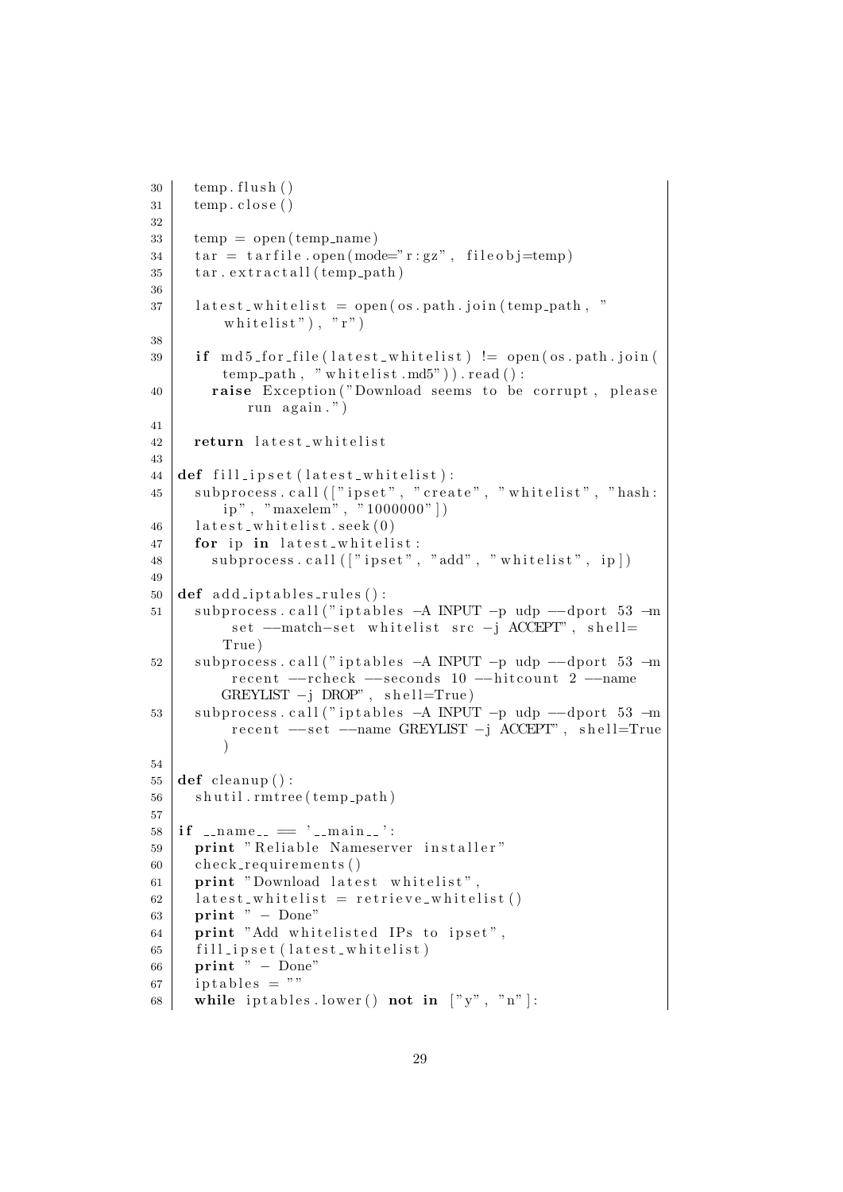```
30   temp.flush()
31   temp.close()
32 
33   temp = open(temp_name)
34   tar = tarfile.open(mode="r:gz", fileobj=temp)
35   tar.extractall(temp_path)
36 
37   latest_whitelist = open(os.path.join(temp_path, "
         whitelist"), "r")
38 
39   if md5_for_file(latest_whitelist) != open(os.path.join(
         temp_path, "whitelist.md5")).read():
40     raise Exception("Download seems to be corrupt, please
           run again.")
41 
42   return latest_whitelist
43 
44 def fill_ipset(latest_whitelist):
45   subprocess.call(["ipset", "create", "whitelist", "hash:
         ip", "maxelem", "1000000"])
46   latest_whitelist.seek(0)
47   for ip in latest_whitelist:
48     subprocess.call(["ipset", "add", "whitelist", ip])
49 
50 def add_iptables_rules():
51   subprocess.call("iptables -A INPUT -p udp --dport 53 -m
         set --match-set whitelist src -j ACCEPT", shell=
         True)
52   subprocess.call("iptables -A INPUT -p udp --dport 53 -m
         recent --rcheck --seconds 10 --hitcount 2 --name
         GREYLIST -j DROP", shell=True)
53   subprocess.call("iptables -A INPUT -p udp --dport 53 -m
         recent --set --name GREYLIST -j ACCEPT", shell=True
         )
54 
55 def cleanup():
56   shutil.rmtree(temp_path)
57 
58 if __name__ == '__main__':
59   print "Reliable Nameserver installer"
60   check_requirements()
61   print "Download latest whitelist",
62   latest_whitelist = retrieve_whitelist()
63   print " - Done"
64   print "Add whitelisted IPs to ipset",
65   fill_ipset(latest_whitelist)
66   print " - Done"
67   iptables = ""
68   while iptables.lower() not in ["y", "n"]:
```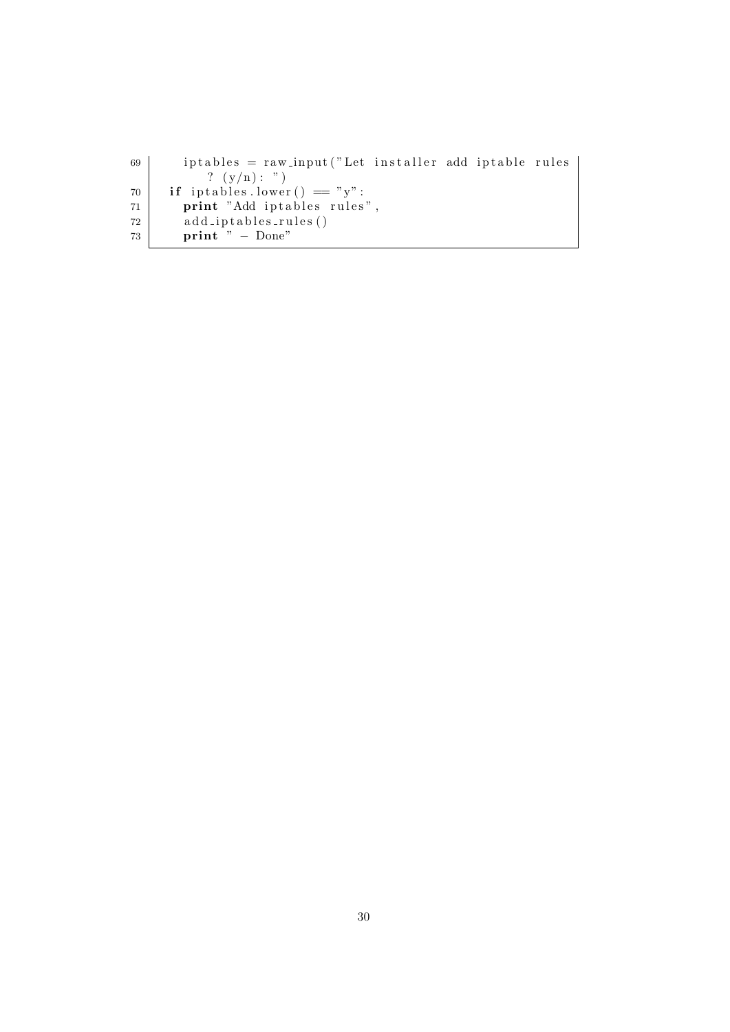```
69        iptables = raw_input("Let installer add iptable rules
              ? (y/n): ")
70      if iptables.lower() == "y":
71        print "Add iptables rules",
72        add_iptables_rules()
73        print " - Done"
```